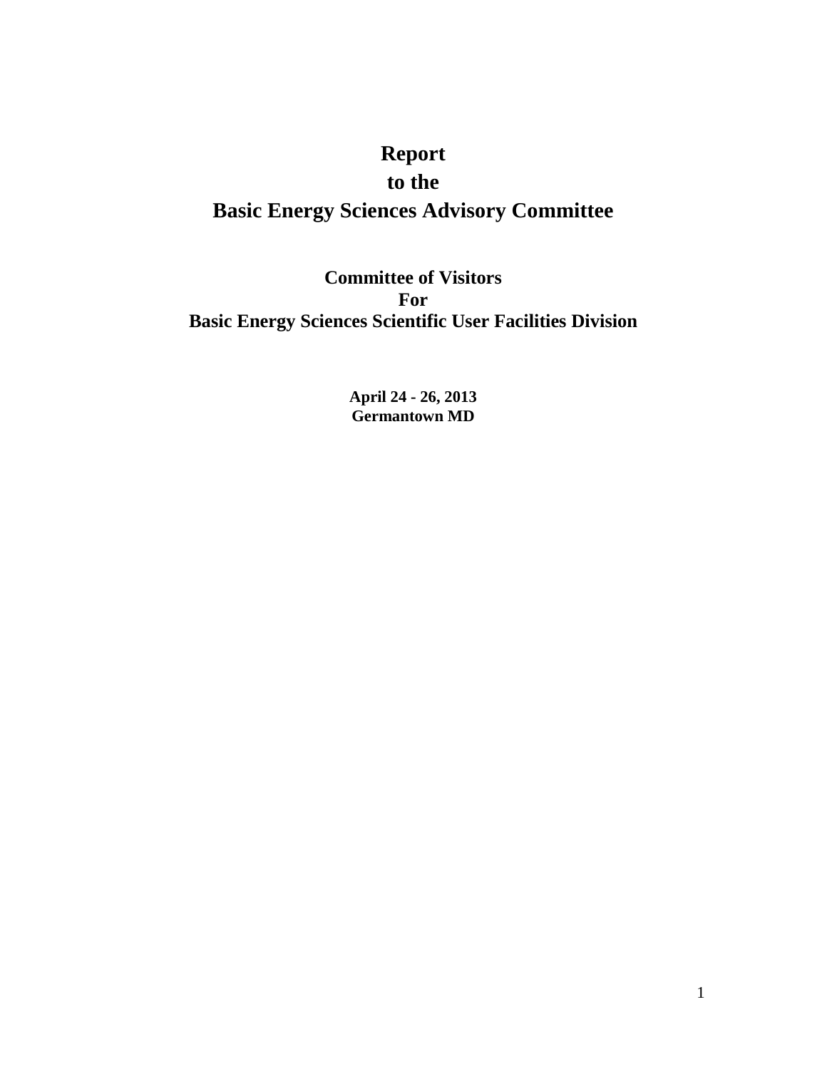# Report
# to the
# Basic Energy Sciences Advisory Committee

## Committee of Visitors
## For
## Basic Energy Sciences Scientific User Facilities Division

**April 24 - 26, 2013**
**Germantown MD**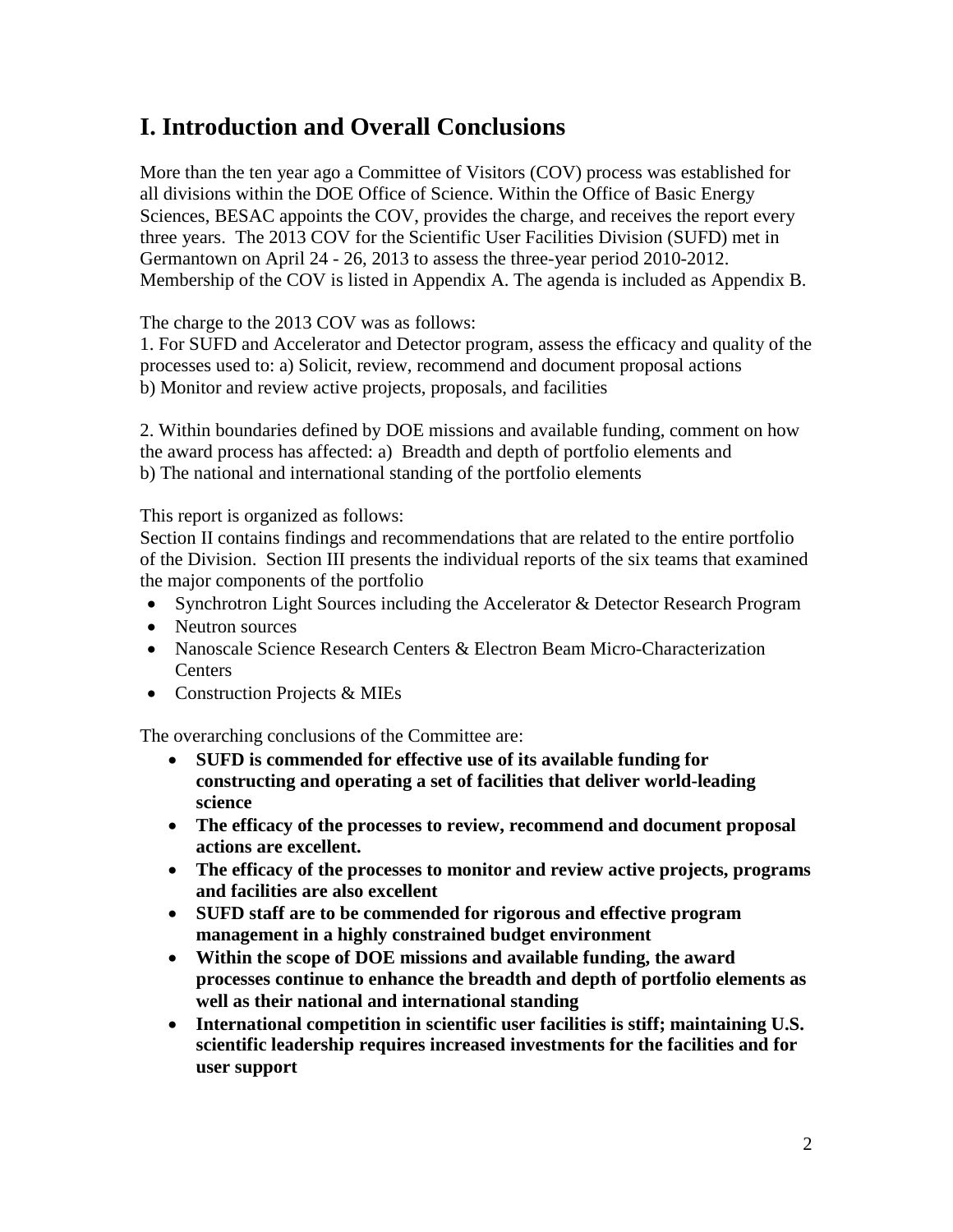# I. Introduction and Overall Conclusions

More than the ten year ago a Committee of Visitors (COV) process was established for all divisions within the DOE Office of Science. Within the Office of Basic Energy Sciences, BESAC appoints the COV, provides the charge, and receives the report every three years. The 2013 COV for the Scientific User Facilities Division (SUFD) met in Germantown on April 24 - 26, 2013 to assess the three-year period 2010-2012. Membership of the COV is listed in Appendix A. The agenda is included as Appendix B.

The charge to the 2013 COV was as follows:
1. For SUFD and Accelerator and Detector program, assess the efficacy and quality of the processes used to: a) Solicit, review, recommend and document proposal actions
b) Monitor and review active projects, proposals, and facilities

2. Within boundaries defined by DOE missions and available funding, comment on how the award process has affected: a) Breadth and depth of portfolio elements and
b) The national and international standing of the portfolio elements

This report is organized as follows:
Section II contains findings and recommendations that are related to the entire portfolio of the Division. Section III presents the individual reports of the six teams that examined the major components of the portfolio

- Synchrotron Light Sources including the Accelerator & Detector Research Program
- Neutron sources
- Nanoscale Science Research Centers & Electron Beam Micro-Characterization Centers
- Construction Projects & MIEs

The overarching conclusions of the Committee are:

- **SUFD is commended for effective use of its available funding for constructing and operating a set of facilities that deliver world-leading science**
- **The efficacy of the processes to review, recommend and document proposal actions are excellent.**
- **The efficacy of the processes to monitor and review active projects, programs and facilities are also excellent**
- **SUFD staff are to be commended for rigorous and effective program management in a highly constrained budget environment**
- **Within the scope of DOE missions and available funding, the award processes continue to enhance the breadth and depth of portfolio elements as well as their national and international standing**
- **International competition in scientific user facilities is stiff; maintaining U.S. scientific leadership requires increased investments for the facilities and for user support**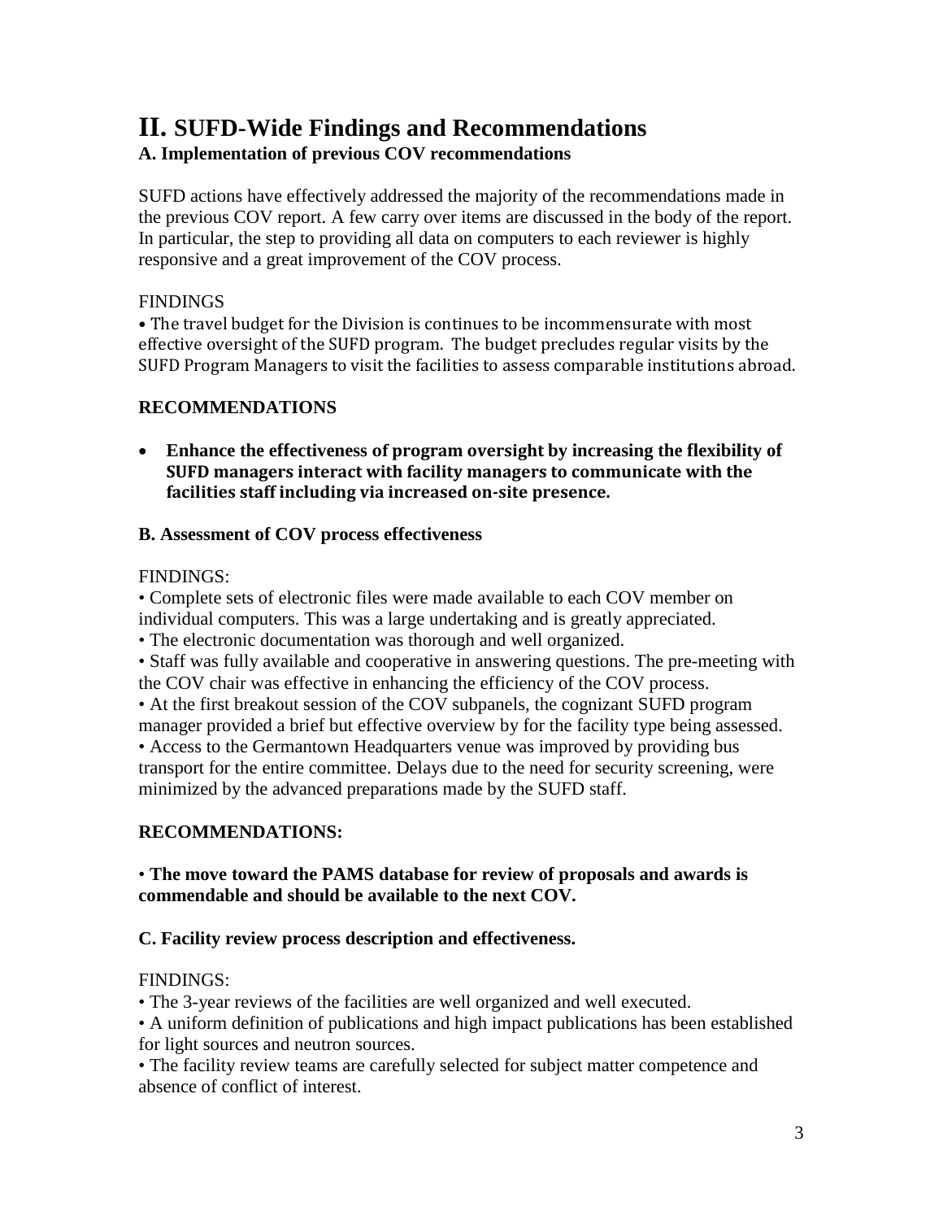# II. SUFD-Wide Findings and Recommendations

### A. Implementation of previous COV recommendations

SUFD actions have effectively addressed the majority of the recommendations made in the previous COV report. A few carry over items are discussed in the body of the report. In particular, the step to providing all data on computers to each reviewer is highly responsive and a great improvement of the COV process.

FINDINGS

• The travel budget for the Division is continues to be incommensurate with most effective oversight of the SUFD program. The budget precludes regular visits by the SUFD Program Managers to visit the facilities to assess comparable institutions abroad.

**RECOMMENDATIONS**

- **Enhance the effectiveness of program oversight by increasing the flexibility of SUFD managers interact with facility managers to communicate with the facilities staff including via increased on-site presence.**

### B. Assessment of COV process effectiveness

FINDINGS:

• Complete sets of electronic files were made available to each COV member on individual computers. This was a large undertaking and is greatly appreciated.
• The electronic documentation was thorough and well organized.
• Staff was fully available and cooperative in answering questions. The pre-meeting with the COV chair was effective in enhancing the efficiency of the COV process.
• At the first breakout session of the COV subpanels, the cognizant SUFD program manager provided a brief but effective overview by for the facility type being assessed.
• Access to the Germantown Headquarters venue was improved by providing bus transport for the entire committee. Delays due to the need for security screening, were minimized by the advanced preparations made by the SUFD staff.

**RECOMMENDATIONS:**

• **The move toward the PAMS database for review of proposals and awards is commendable and should be available to the next COV.**

### C. Facility review process description and effectiveness.

FINDINGS:

• The 3-year reviews of the facilities are well organized and well executed.
• A uniform definition of publications and high impact publications has been established for light sources and neutron sources.
• The facility review teams are carefully selected for subject matter competence and absence of conflict of interest.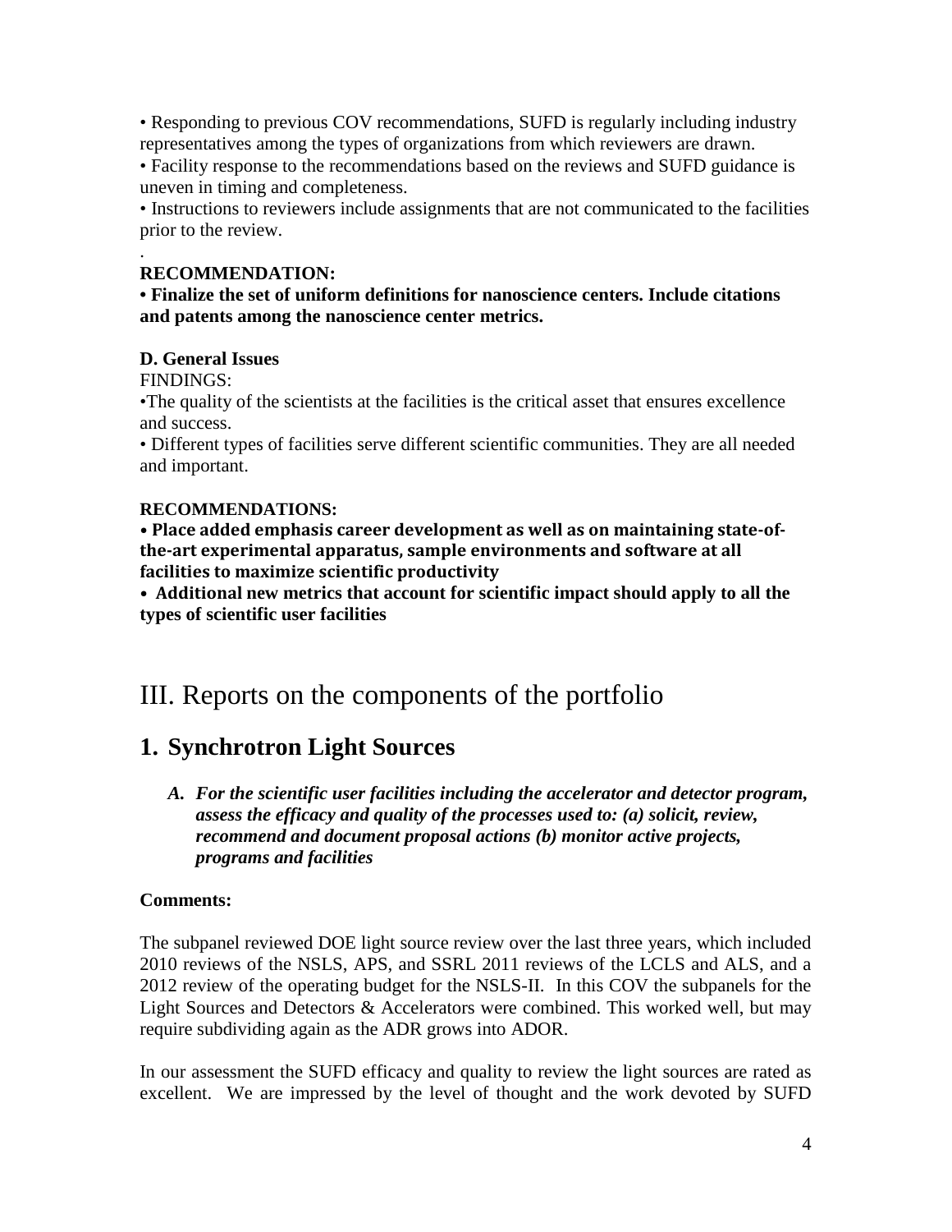• Responding to previous COV recommendations, SUFD is regularly including industry representatives among the types of organizations from which reviewers are drawn.
• Facility response to the recommendations based on the reviews and SUFD guidance is uneven in timing and completeness.
• Instructions to reviewers include assignments that are not communicated to the facilities prior to the review.

.

**RECOMMENDATION:**

**• Finalize the set of uniform definitions for nanoscience centers. Include citations and patents among the nanoscience center metrics.**

**D. General Issues**

FINDINGS:

•The quality of the scientists at the facilities is the critical asset that ensures excellence and success.
• Different types of facilities serve different scientific communities. They are all needed and important.

**RECOMMENDATIONS:**

**• Place added emphasis career development as well as on maintaining state-of-the-art experimental apparatus, sample environments and software at all facilities to maximize scientific productivity**
**• Additional new metrics that account for scientific impact should apply to all the types of scientific user facilities**

# III. Reports on the components of the portfolio

## 1. Synchrotron Light Sources

***A. For the scientific user facilities including the accelerator and detector program, assess the efficacy and quality of the processes used to: (a) solicit, review, recommend and document proposal actions (b) monitor active projects, programs and facilities***

**Comments:**

The subpanel reviewed DOE light source review over the last three years, which included 2010 reviews of the NSLS, APS, and SSRL 2011 reviews of the LCLS and ALS, and a 2012 review of the operating budget for the NSLS-II. In this COV the subpanels for the Light Sources and Detectors & Accelerators were combined. This worked well, but may require subdividing again as the ADR grows into ADOR.

In our assessment the SUFD efficacy and quality to review the light sources are rated as excellent. We are impressed by the level of thought and the work devoted by SUFD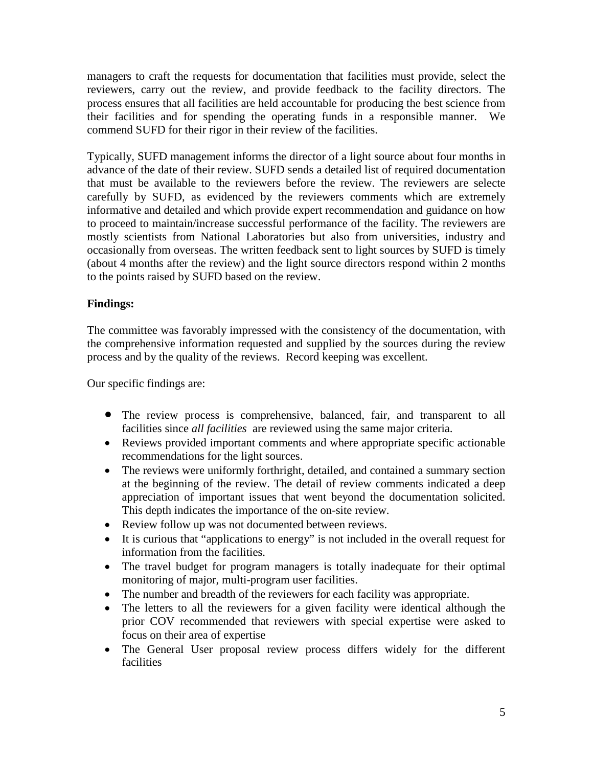managers to craft the requests for documentation that facilities must provide, select the reviewers, carry out the review, and provide feedback to the facility directors. The process ensures that all facilities are held accountable for producing the best science from their facilities and for spending the operating funds in a responsible manner. We commend SUFD for their rigor in their review of the facilities.

Typically, SUFD management informs the director of a light source about four months in advance of the date of their review. SUFD sends a detailed list of required documentation that must be available to the reviewers before the review. The reviewers are selecte carefully by SUFD, as evidenced by the reviewers comments which are extremely informative and detailed and which provide expert recommendation and guidance on how to proceed to maintain/increase successful performance of the facility. The reviewers are mostly scientists from National Laboratories but also from universities, industry and occasionally from overseas. The written feedback sent to light sources by SUFD is timely (about 4 months after the review) and the light source directors respond within 2 months to the points raised by SUFD based on the review.

**Findings:**

The committee was favorably impressed with the consistency of the documentation, with the comprehensive information requested and supplied by the sources during the review process and by the quality of the reviews. Record keeping was excellent.

Our specific findings are:

- The review process is comprehensive, balanced, fair, and transparent to all facilities since *all facilities* are reviewed using the same major criteria.
- Reviews provided important comments and where appropriate specific actionable recommendations for the light sources.
- The reviews were uniformly forthright, detailed, and contained a summary section at the beginning of the review. The detail of review comments indicated a deep appreciation of important issues that went beyond the documentation solicited. This depth indicates the importance of the on-site review.
- Review follow up was not documented between reviews.
- It is curious that "applications to energy" is not included in the overall request for information from the facilities.
- The travel budget for program managers is totally inadequate for their optimal monitoring of major, multi-program user facilities.
- The number and breadth of the reviewers for each facility was appropriate.
- The letters to all the reviewers for a given facility were identical although the prior COV recommended that reviewers with special expertise were asked to focus on their area of expertise
- The General User proposal review process differs widely for the different facilities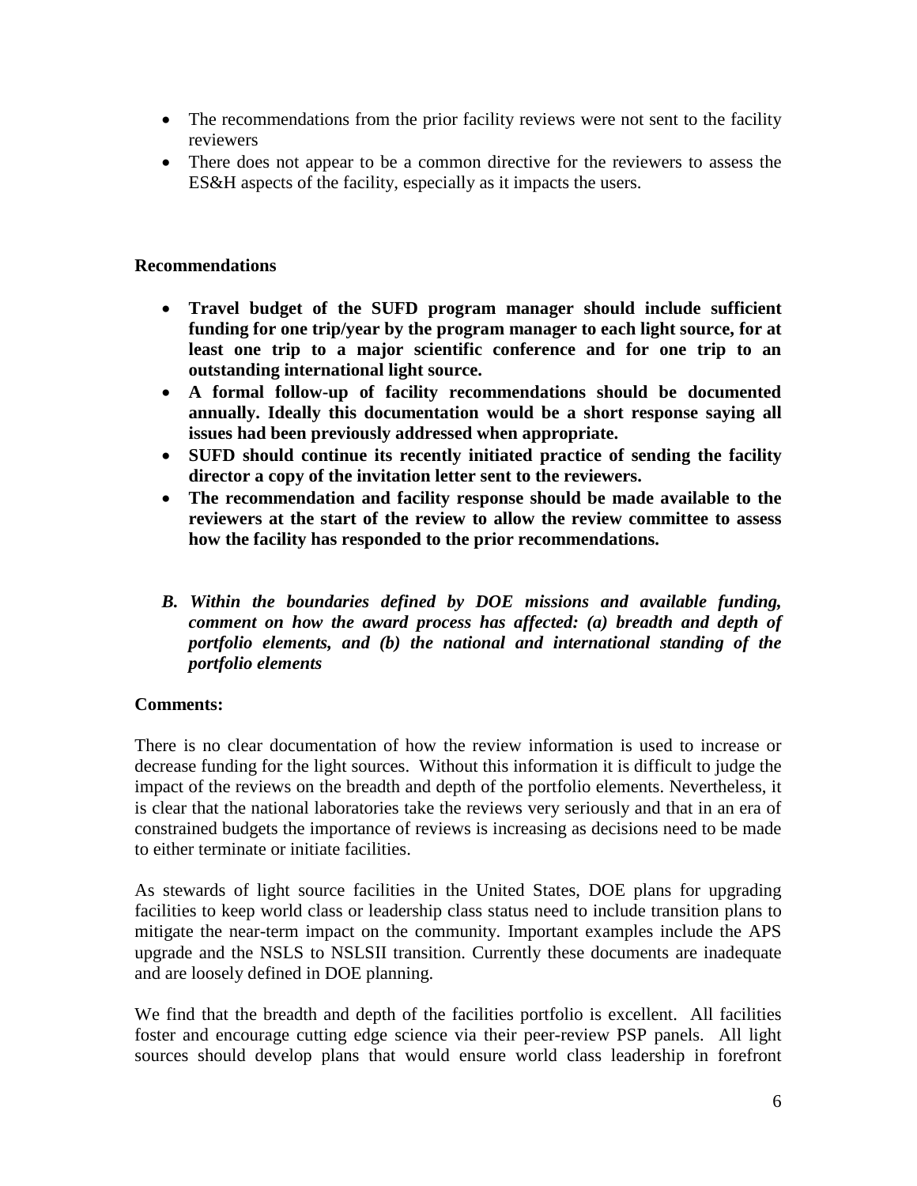- The recommendations from the prior facility reviews were not sent to the facility reviewers
- There does not appear to be a common directive for the reviewers to assess the ES&H aspects of the facility, especially as it impacts the users.

**Recommendations**

- **Travel budget of the SUFD program manager should include sufficient funding for one trip/year by the program manager to each light source, for at least one trip to a major scientific conference and for one trip to an outstanding international light source.**
- **A formal follow-up of facility recommendations should be documented annually. Ideally this documentation would be a short response saying all issues had been previously addressed when appropriate.**
- **SUFD should continue its recently initiated practice of sending the facility director a copy of the invitation letter sent to the reviewers.**
- **The recommendation and facility response should be made available to the reviewers at the start of the review to allow the review committee to assess how the facility has responded to the prior recommendations.**

***B. Within the boundaries defined by DOE missions and available funding, comment on how the award process has affected: (a) breadth and depth of portfolio elements, and (b) the national and international standing of the portfolio elements***

**Comments:**

There is no clear documentation of how the review information is used to increase or decrease funding for the light sources. Without this information it is difficult to judge the impact of the reviews on the breadth and depth of the portfolio elements. Nevertheless, it is clear that the national laboratories take the reviews very seriously and that in an era of constrained budgets the importance of reviews is increasing as decisions need to be made to either terminate or initiate facilities.

As stewards of light source facilities in the United States, DOE plans for upgrading facilities to keep world class or leadership class status need to include transition plans to mitigate the near-term impact on the community. Important examples include the APS upgrade and the NSLS to NSLSII transition. Currently these documents are inadequate and are loosely defined in DOE planning.

We find that the breadth and depth of the facilities portfolio is excellent. All facilities foster and encourage cutting edge science via their peer-review PSP panels. All light sources should develop plans that would ensure world class leadership in forefront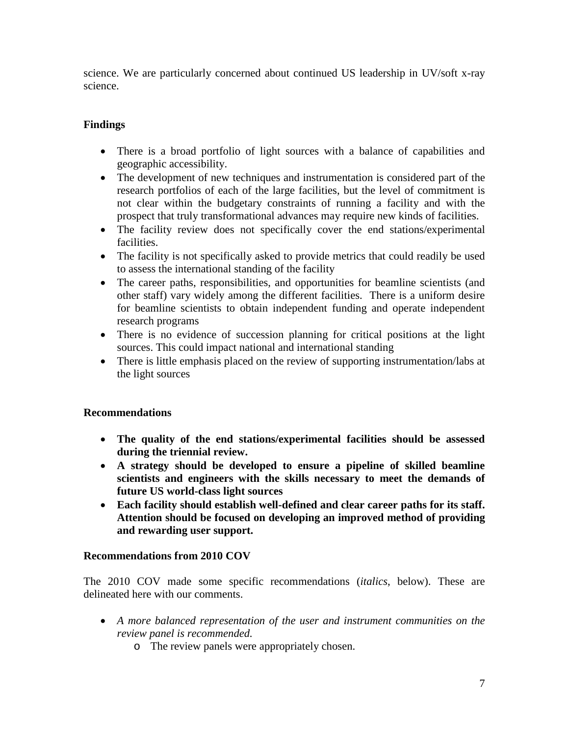science. We are particularly concerned about continued US leadership in UV/soft x-ray science.

**Findings**

- There is a broad portfolio of light sources with a balance of capabilities and geographic accessibility.
- The development of new techniques and instrumentation is considered part of the research portfolios of each of the large facilities, but the level of commitment is not clear within the budgetary constraints of running a facility and with the prospect that truly transformational advances may require new kinds of facilities.
- The facility review does not specifically cover the end stations/experimental facilities.
- The facility is not specifically asked to provide metrics that could readily be used to assess the international standing of the facility
- The career paths, responsibilities, and opportunities for beamline scientists (and other staff) vary widely among the different facilities. There is a uniform desire for beamline scientists to obtain independent funding and operate independent research programs
- There is no evidence of succession planning for critical positions at the light sources. This could impact national and international standing
- There is little emphasis placed on the review of supporting instrumentation/labs at the light sources

**Recommendations**

- **The quality of the end stations/experimental facilities should be assessed during the triennial review.**
- **A strategy should be developed to ensure a pipeline of skilled beamline scientists and engineers with the skills necessary to meet the demands of future US world-class light sources**
- **Each facility should establish well-defined and clear career paths for its staff. Attention should be focused on developing an improved method of providing and rewarding user support.**

**Recommendations from 2010 COV**

The 2010 COV made some specific recommendations (*italics*, below). These are delineated here with our comments.

- *A more balanced representation of the user and instrument communities on the review panel is recommended.*
  - The review panels were appropriately chosen.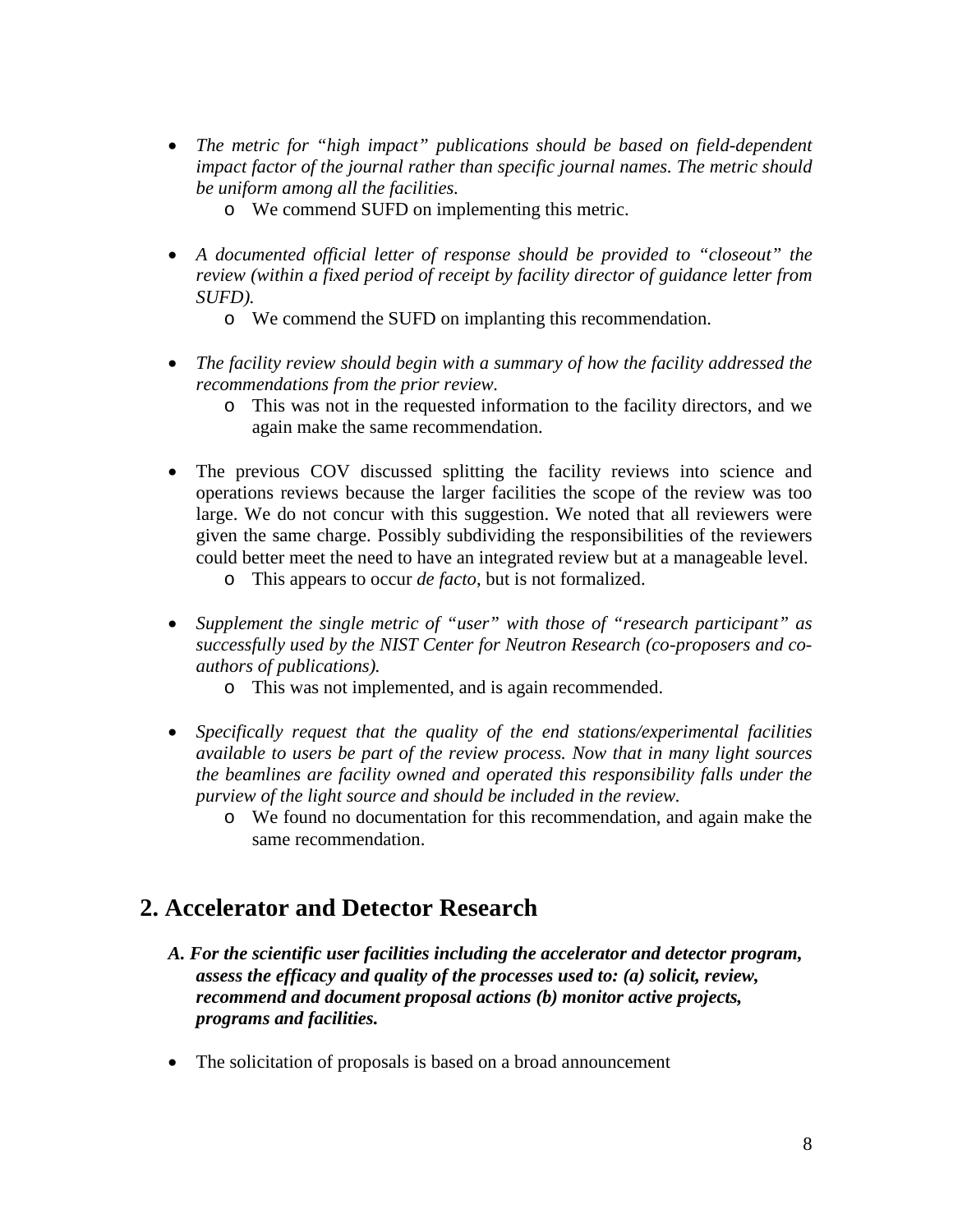- *The metric for "high impact" publications should be based on field-dependent impact factor of the journal rather than specific journal names. The metric should be uniform among all the facilities.*
    - We commend SUFD on implementing this metric.

- *A documented official letter of response should be provided to "closeout" the review (within a fixed period of receipt by facility director of guidance letter from SUFD).*
    - We commend the SUFD on implanting this recommendation.

- *The facility review should begin with a summary of how the facility addressed the recommendations from the prior review.*
    - This was not in the requested information to the facility directors, and we again make the same recommendation.

- The previous COV discussed splitting the facility reviews into science and operations reviews because the larger facilities the scope of the review was too large. We do not concur with this suggestion. We noted that all reviewers were given the same charge. Possibly subdividing the responsibilities of the reviewers could better meet the need to have an integrated review but at a manageable level.
    - This appears to occur *de facto*, but is not formalized.

- *Supplement the single metric of "user" with those of "research participant" as successfully used by the NIST Center for Neutron Research (co-proposers and co-authors of publications).*
    - This was not implemented, and is again recommended.

- *Specifically request that the quality of the end stations/experimental facilities available to users be part of the review process. Now that in many light sources the beamlines are facility owned and operated this responsibility falls under the purview of the light source and should be included in the review.*
    - We found no documentation for this recommendation, and again make the same recommendation.

## 2. Accelerator and Detector Research

***A. For the scientific user facilities including the accelerator and detector program, assess the efficacy and quality of the processes used to: (a) solicit, review, recommend and document proposal actions (b) monitor active projects, programs and facilities.***

- The solicitation of proposals is based on a broad announcement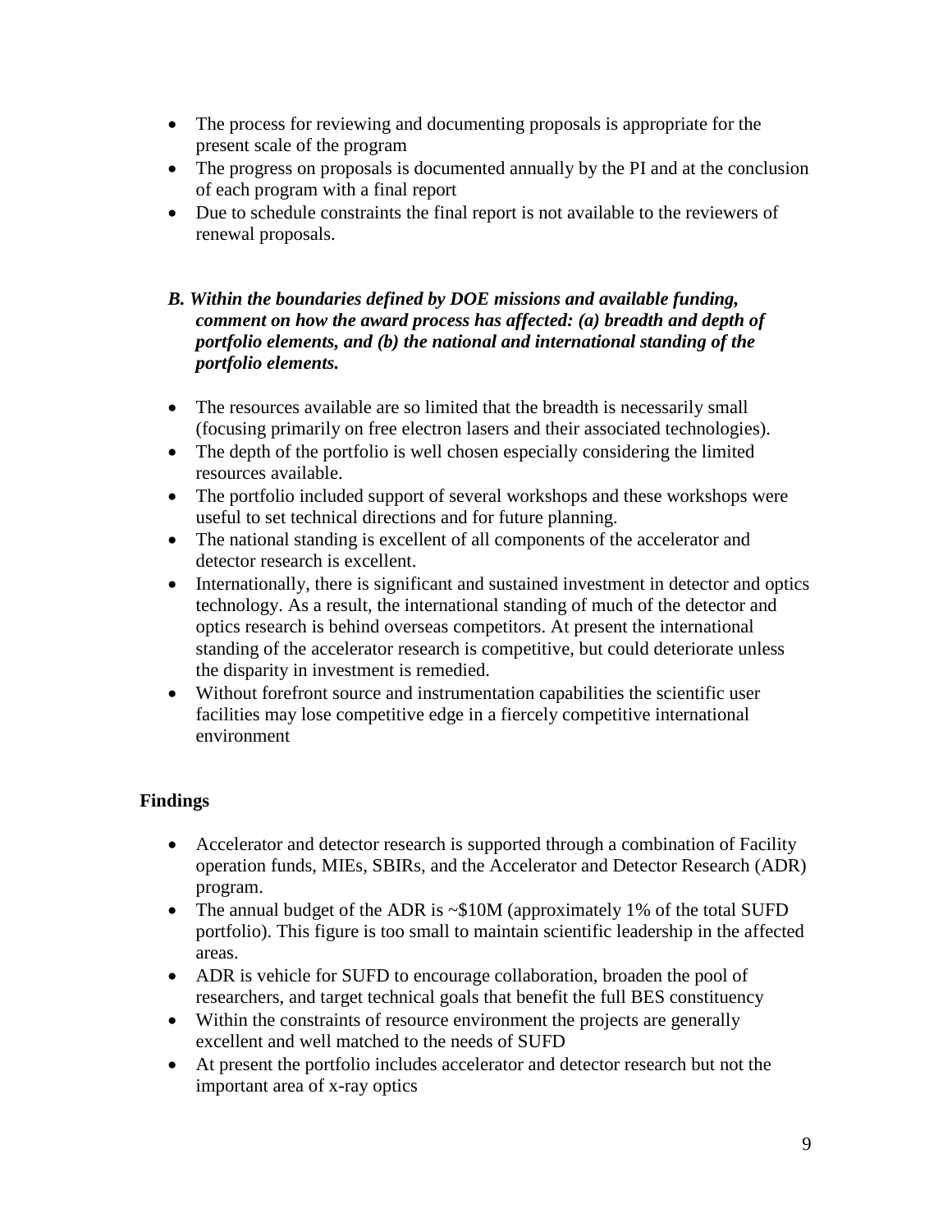- The process for reviewing and documenting proposals is appropriate for the present scale of the program
- The progress on proposals is documented annually by the PI and at the conclusion of each program with a final report
- Due to schedule constraints the final report is not available to the reviewers of renewal proposals.

***B. Within the boundaries defined by DOE missions and available funding, comment on how the award process has affected: (a) breadth and depth of portfolio elements, and (b) the national and international standing of the portfolio elements.***

- The resources available are so limited that the breadth is necessarily small (focusing primarily on free electron lasers and their associated technologies).
- The depth of the portfolio is well chosen especially considering the limited resources available.
- The portfolio included support of several workshops and these workshops were useful to set technical directions and for future planning.
- The national standing is excellent of all components of the accelerator and detector research is excellent.
- Internationally, there is significant and sustained investment in detector and optics technology. As a result, the international standing of much of the detector and optics research is behind overseas competitors. At present the international standing of the accelerator research is competitive, but could deteriorate unless the disparity in investment is remedied.
- Without forefront source and instrumentation capabilities the scientific user facilities may lose competitive edge in a fiercely competitive international environment

**Findings**

- Accelerator and detector research is supported through a combination of Facility operation funds, MIEs, SBIRs, and the Accelerator and Detector Research (ADR) program.
- The annual budget of the ADR is ~$10M (approximately 1% of the total SUFD portfolio). This figure is too small to maintain scientific leadership in the affected areas.
- ADR is vehicle for SUFD to encourage collaboration, broaden the pool of researchers, and target technical goals that benefit the full BES constituency
- Within the constraints of resource environment the projects are generally excellent and well matched to the needs of SUFD
- At present the portfolio includes accelerator and detector research but not the important area of x-ray optics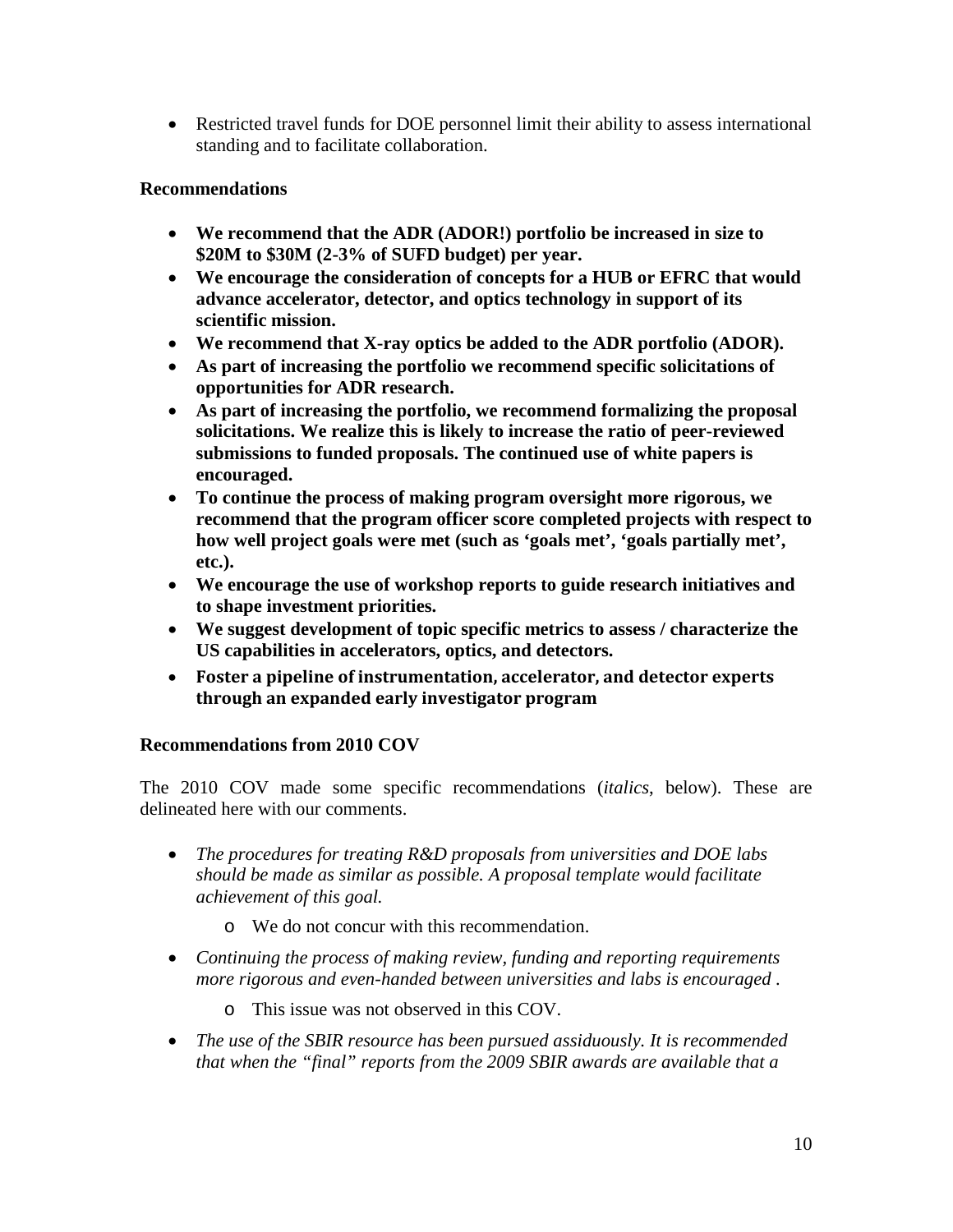- Restricted travel funds for DOE personnel limit their ability to assess international standing and to facilitate collaboration.

**Recommendations**

- **We recommend that the ADR (ADOR!) portfolio be increased in size to $20M to $30M (2-3% of SUFD budget) per year.**
- **We encourage the consideration of concepts for a HUB or EFRC that would advance accelerator, detector, and optics technology in support of its scientific mission.**
- **We recommend that X-ray optics be added to the ADR portfolio (ADOR).**
- **As part of increasing the portfolio we recommend specific solicitations of opportunities for ADR research.**
- **As part of increasing the portfolio, we recommend formalizing the proposal solicitations. We realize this is likely to increase the ratio of peer-reviewed submissions to funded proposals. The continued use of white papers is encouraged.**
- **To continue the process of making program oversight more rigorous, we recommend that the program officer score completed projects with respect to how well project goals were met (such as 'goals met', 'goals partially met', etc.).**
- **We encourage the use of workshop reports to guide research initiatives and to shape investment priorities.**
- **We suggest development of topic specific metrics to assess / characterize the US capabilities in accelerators, optics, and detectors.**
- **Foster a pipeline of instrumentation, accelerator, and detector experts through an expanded early investigator program**

**Recommendations from 2010 COV**

The 2010 COV made some specific recommendations (*italics*, below). These are delineated here with our comments.

- *The procedures for treating R&D proposals from universities and DOE labs should be made as similar as possible. A proposal template would facilitate achievement of this goal.*
  - We do not concur with this recommendation.
- *Continuing the process of making review, funding and reporting requirements more rigorous and even-handed between universities and labs is encouraged .*
  - This issue was not observed in this COV.
- *The use of the SBIR resource has been pursued assiduously. It is recommended that when the "final" reports from the 2009 SBIR awards are available that a*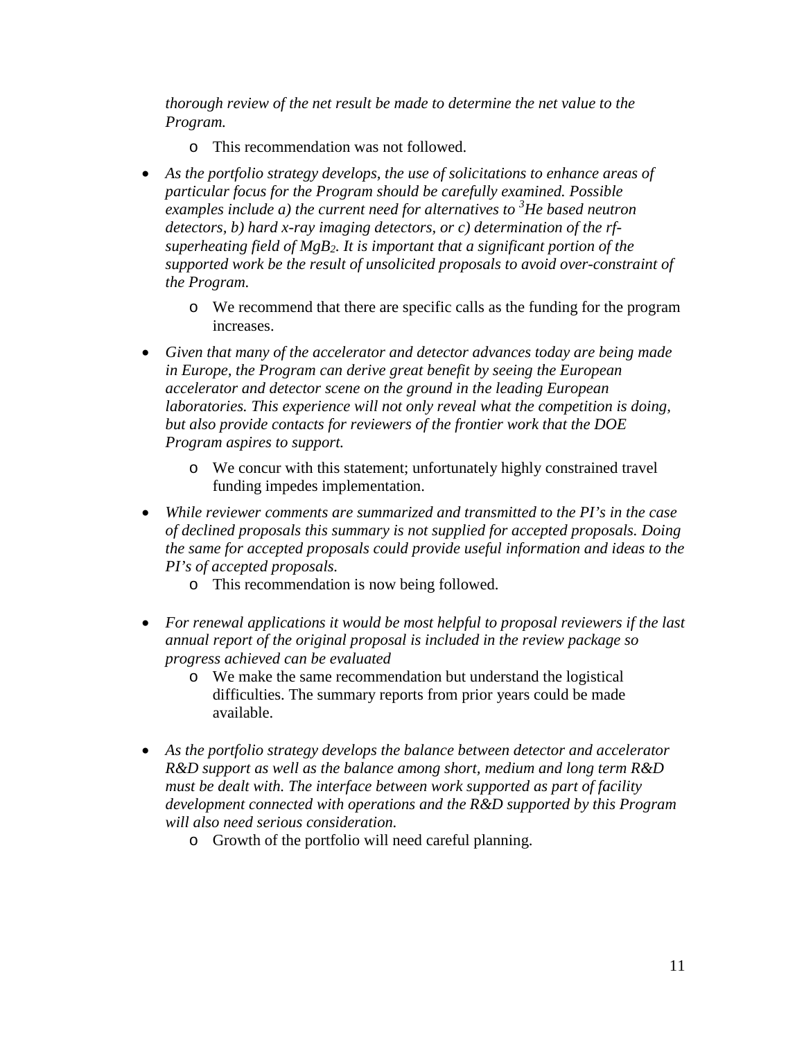*thorough review of the net result be made to determine the net value to the Program.*

- This recommendation was not followed.

- *As the portfolio strategy develops, the use of solicitations to enhance areas of particular focus for the Program should be carefully examined. Possible examples include a) the current need for alternatives to $^3$He based neutron detectors, b) hard x-ray imaging detectors, or c) determination of the rf-superheating field of $MgB_2$. It is important that a significant portion of the supported work be the result of unsolicited proposals to avoid over-constraint of the Program.*
  - We recommend that there are specific calls as the funding for the program increases.

- *Given that many of the accelerator and detector advances today are being made in Europe, the Program can derive great benefit by seeing the European accelerator and detector scene on the ground in the leading European laboratories. This experience will not only reveal what the competition is doing, but also provide contacts for reviewers of the frontier work that the DOE Program aspires to support.*
  - We concur with this statement; unfortunately highly constrained travel funding impedes implementation.

- *While reviewer comments are summarized and transmitted to the PI's in the case of declined proposals this summary is not supplied for accepted proposals. Doing the same for accepted proposals could provide useful information and ideas to the PI's of accepted proposals.*
  - This recommendation is now being followed.

- *For renewal applications it would be most helpful to proposal reviewers if the last annual report of the original proposal is included in the review package so progress achieved can be evaluated*
  - We make the same recommendation but understand the logistical difficulties. The summary reports from prior years could be made available.

- *As the portfolio strategy develops the balance between detector and accelerator R&D support as well as the balance among short, medium and long term R&D must be dealt with. The interface between work supported as part of facility development connected with operations and the R&D supported by this Program will also need serious consideration.*
  - Growth of the portfolio will need careful planning.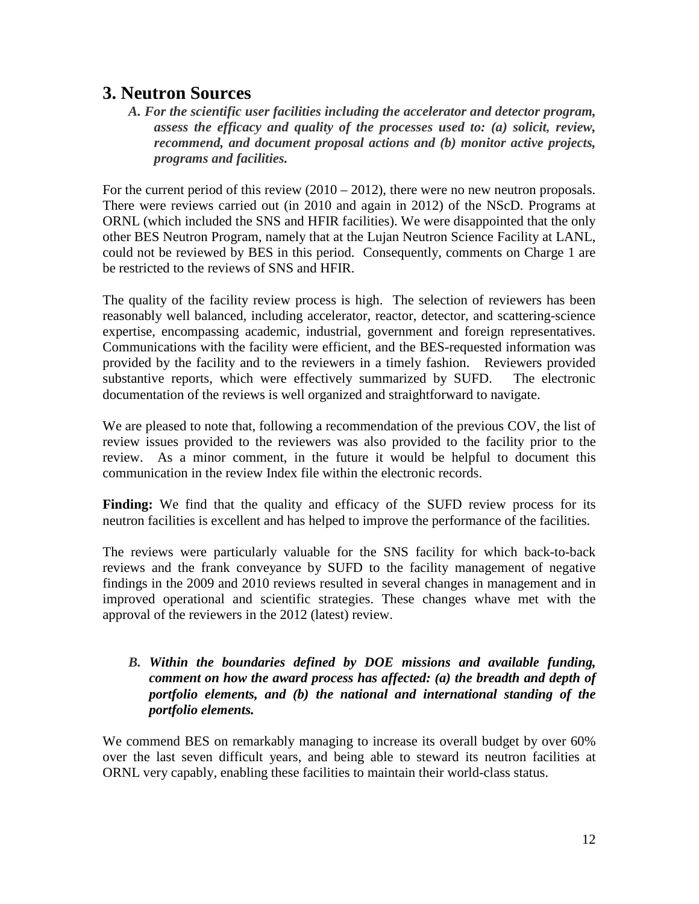## 3. Neutron Sources

***A. For the scientific user facilities including the accelerator and detector program, assess the efficacy and quality of the processes used to: (a) solicit, review, recommend, and document proposal actions and (b) monitor active projects, programs and facilities.***

For the current period of this review (2010 – 2012), there were no new neutron proposals. There were reviews carried out (in 2010 and again in 2012) of the NScD. Programs at ORNL (which included the SNS and HFIR facilities). We were disappointed that the only other BES Neutron Program, namely that at the Lujan Neutron Science Facility at LANL, could not be reviewed by BES in this period. Consequently, comments on Charge 1 are be restricted to the reviews of SNS and HFIR.

The quality of the facility review process is high. The selection of reviewers has been reasonably well balanced, including accelerator, reactor, detector, and scattering-science expertise, encompassing academic, industrial, government and foreign representatives. Communications with the facility were efficient, and the BES-requested information was provided by the facility and to the reviewers in a timely fashion. Reviewers provided substantive reports, which were effectively summarized by SUFD. The electronic documentation of the reviews is well organized and straightforward to navigate.

We are pleased to note that, following a recommendation of the previous COV, the list of review issues provided to the reviewers was also provided to the facility prior to the review. As a minor comment, in the future it would be helpful to document this communication in the review Index file within the electronic records.

**Finding:** We find that the quality and efficacy of the SUFD review process for its neutron facilities is excellent and has helped to improve the performance of the facilities.

The reviews were particularly valuable for the SNS facility for which back-to-back reviews and the frank conveyance by SUFD to the facility management of negative findings in the 2009 and 2010 reviews resulted in several changes in management and in improved operational and scientific strategies. These changes whave met with the approval of the reviewers in the 2012 (latest) review.

***B. Within the boundaries defined by DOE missions and available funding, comment on how the award process has affected: (a) the breadth and depth of portfolio elements, and (b) the national and international standing of the portfolio elements.***

We commend BES on remarkably managing to increase its overall budget by over 60% over the last seven difficult years, and being able to steward its neutron facilities at ORNL very capably, enabling these facilities to maintain their world-class status.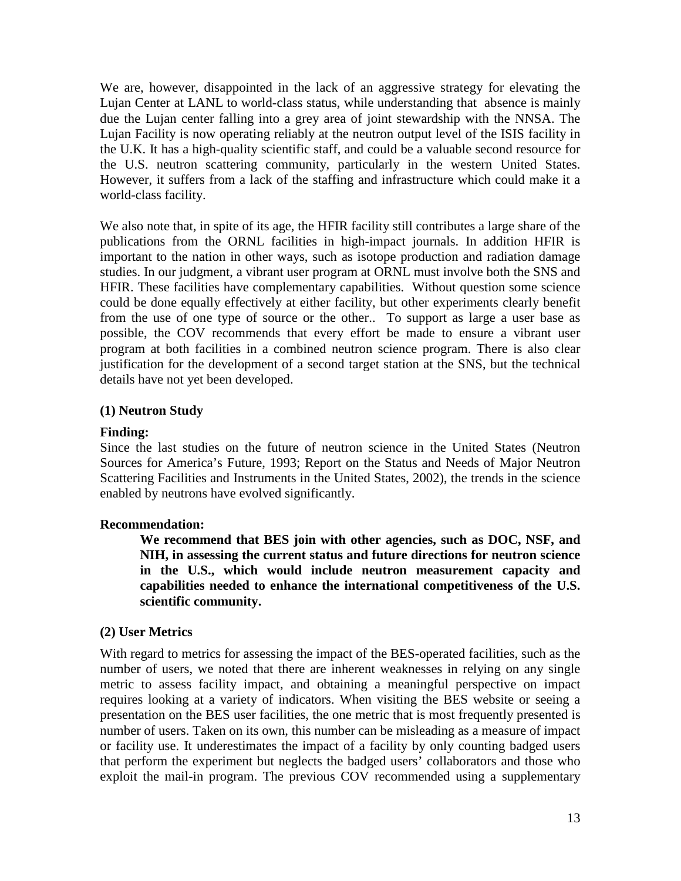We are, however, disappointed in the lack of an aggressive strategy for elevating the Lujan Center at LANL to world-class status, while understanding that absence is mainly due the Lujan center falling into a grey area of joint stewardship with the NNSA. The Lujan Facility is now operating reliably at the neutron output level of the ISIS facility in the U.K. It has a high-quality scientific staff, and could be a valuable second resource for the U.S. neutron scattering community, particularly in the western United States. However, it suffers from a lack of the staffing and infrastructure which could make it a world-class facility.

We also note that, in spite of its age, the HFIR facility still contributes a large share of the publications from the ORNL facilities in high-impact journals. In addition HFIR is important to the nation in other ways, such as isotope production and radiation damage studies. In our judgment, a vibrant user program at ORNL must involve both the SNS and HFIR. These facilities have complementary capabilities. Without question some science could be done equally effectively at either facility, but other experiments clearly benefit from the use of one type of source or the other.. To support as large a user base as possible, the COV recommends that every effort be made to ensure a vibrant user program at both facilities in a combined neutron science program. There is also clear justification for the development of a second target station at the SNS, but the technical details have not yet been developed.

**(1) Neutron Study**

**Finding:**

Since the last studies on the future of neutron science in the United States (Neutron Sources for America's Future, 1993; Report on the Status and Needs of Major Neutron Scattering Facilities and Instruments in the United States, 2002), the trends in the science enabled by neutrons have evolved significantly.

**Recommendation:**

> **We recommend that BES join with other agencies, such as DOC, NSF, and NIH, in assessing the current status and future directions for neutron science in the U.S., which would include neutron measurement capacity and capabilities needed to enhance the international competitiveness of the U.S. scientific community.**

**(2) User Metrics**

With regard to metrics for assessing the impact of the BES-operated facilities, such as the number of users, we noted that there are inherent weaknesses in relying on any single metric to assess facility impact, and obtaining a meaningful perspective on impact requires looking at a variety of indicators. When visiting the BES website or seeing a presentation on the BES user facilities, the one metric that is most frequently presented is number of users. Taken on its own, this number can be misleading as a measure of impact or facility use. It underestimates the impact of a facility by only counting badged users that perform the experiment but neglects the badged users' collaborators and those who exploit the mail-in program. The previous COV recommended using a supplementary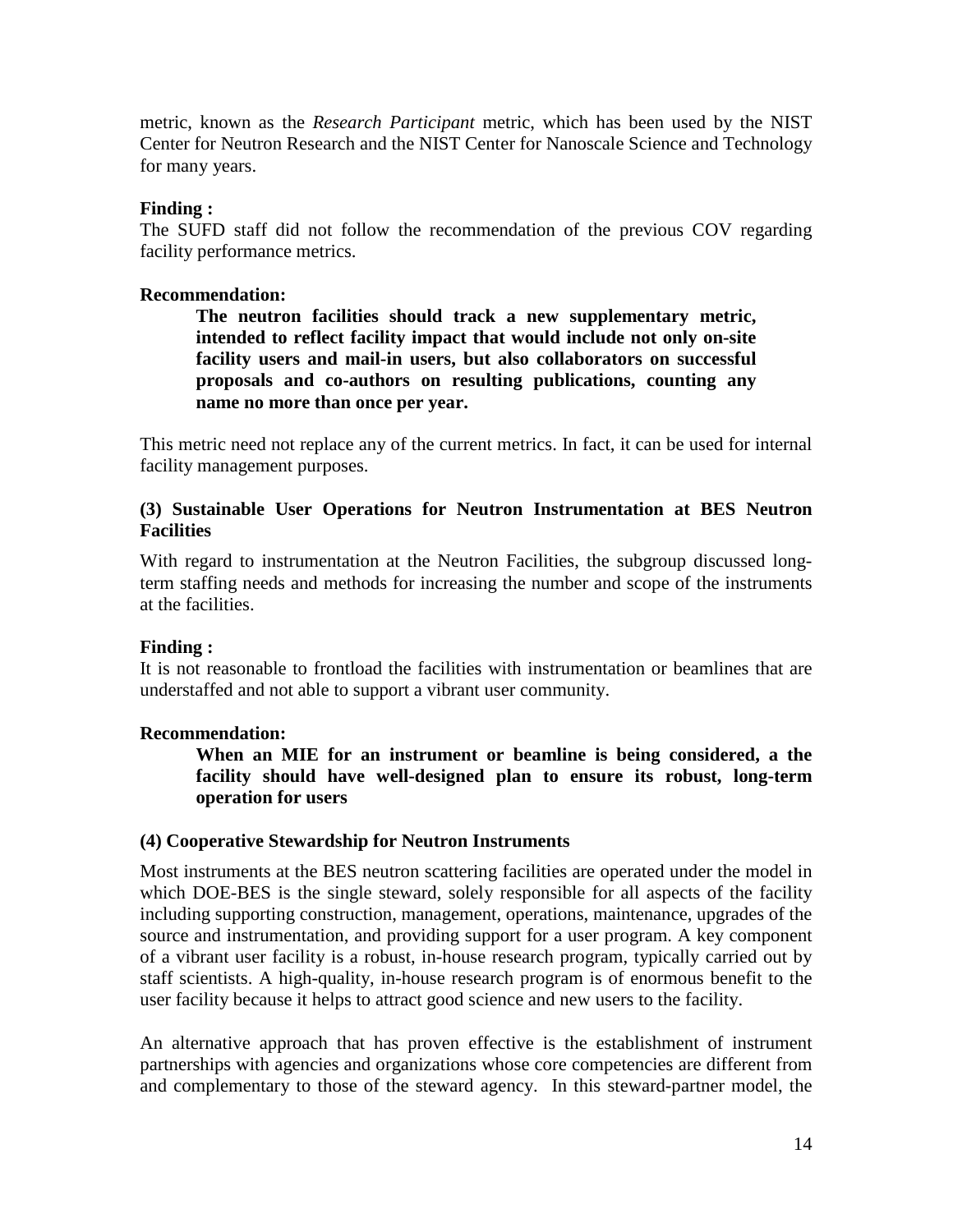metric, known as the *Research Participant* metric, which has been used by the NIST Center for Neutron Research and the NIST Center for Nanoscale Science and Technology for many years.

**Finding :**
The SUFD staff did not follow the recommendation of the previous COV regarding facility performance metrics.

**Recommendation:**

> **The neutron facilities should track a new supplementary metric, intended to reflect facility impact that would include not only on-site facility users and mail-in users, but also collaborators on successful proposals and co-authors on resulting publications, counting any name no more than once per year.**

This metric need not replace any of the current metrics. In fact, it can be used for internal facility management purposes.

**(3) Sustainable User Operations for Neutron Instrumentation at BES Neutron Facilities**

With regard to instrumentation at the Neutron Facilities, the subgroup discussed long-term staffing needs and methods for increasing the number and scope of the instruments at the facilities.

**Finding :**
It is not reasonable to frontload the facilities with instrumentation or beamlines that are understaffed and not able to support a vibrant user community.

**Recommendation:**

> **When an MIE for an instrument or beamline is being considered, a the facility should have well-designed plan to ensure its robust, long-term operation for users**

**(4) Cooperative Stewardship for Neutron Instruments**

Most instruments at the BES neutron scattering facilities are operated under the model in which DOE-BES is the single steward, solely responsible for all aspects of the facility including supporting construction, management, operations, maintenance, upgrades of the source and instrumentation, and providing support for a user program. A key component of a vibrant user facility is a robust, in-house research program, typically carried out by staff scientists. A high-quality, in-house research program is of enormous benefit to the user facility because it helps to attract good science and new users to the facility.

An alternative approach that has proven effective is the establishment of instrument partnerships with agencies and organizations whose core competencies are different from and complementary to those of the steward agency. In this steward-partner model, the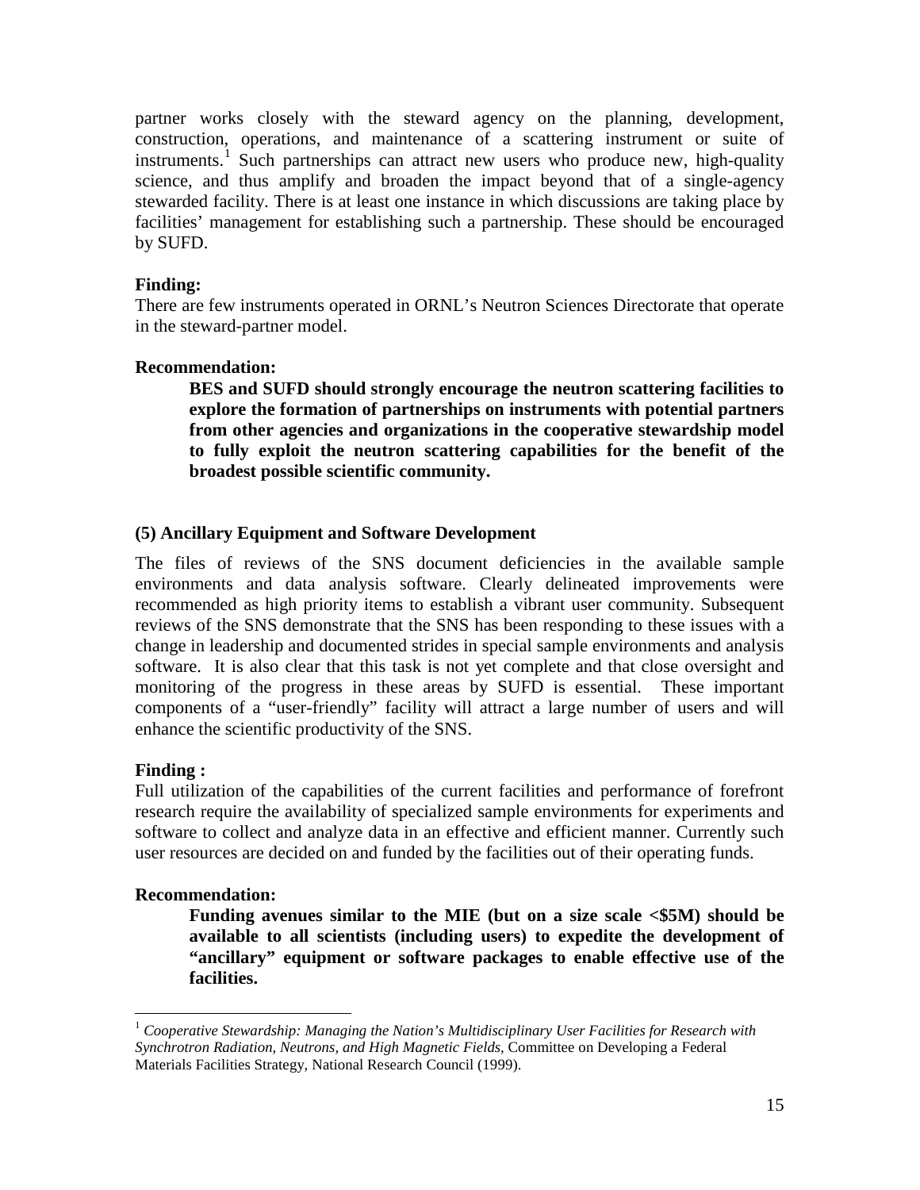partner works closely with the steward agency on the planning, development, construction, operations, and maintenance of a scattering instrument or suite of instruments.[1] Such partnerships can attract new users who produce new, high-quality science, and thus amplify and broaden the impact beyond that of a single-agency stewarded facility. There is at least one instance in which discussions are taking place by facilities' management for establishing such a partnership. These should be encouraged by SUFD.

**Finding:**
There are few instruments operated in ORNL's Neutron Sciences Directorate that operate in the steward-partner model.

**Recommendation:**

> **BES and SUFD should strongly encourage the neutron scattering facilities to explore the formation of partnerships on instruments with potential partners from other agencies and organizations in the cooperative stewardship model to fully exploit the neutron scattering capabilities for the benefit of the broadest possible scientific community.**

### (5) Ancillary Equipment and Software Development

The files of reviews of the SNS document deficiencies in the available sample environments and data analysis software. Clearly delineated improvements were recommended as high priority items to establish a vibrant user community. Subsequent reviews of the SNS demonstrate that the SNS has been responding to these issues with a change in leadership and documented strides in special sample environments and analysis software. It is also clear that this task is not yet complete and that close oversight and monitoring of the progress in these areas by SUFD is essential. These important components of a "user-friendly" facility will attract a large number of users and will enhance the scientific productivity of the SNS.

**Finding :**
Full utilization of the capabilities of the current facilities and performance of forefront research require the availability of specialized sample environments for experiments and software to collect and analyze data in an effective and efficient manner. Currently such user resources are decided on and funded by the facilities out of their operating funds.

**Recommendation:**

> **Funding avenues similar to the MIE (but on a size scale <$5M) should be available to all scientists (including users) to expedite the development of "ancillary" equipment or software packages to enable effective use of the facilities.**

---

[1] *Cooperative Stewardship: Managing the Nation's Multidisciplinary User Facilities for Research with Synchrotron Radiation, Neutrons, and High Magnetic Fields*, Committee on Developing a Federal Materials Facilities Strategy, National Research Council (1999).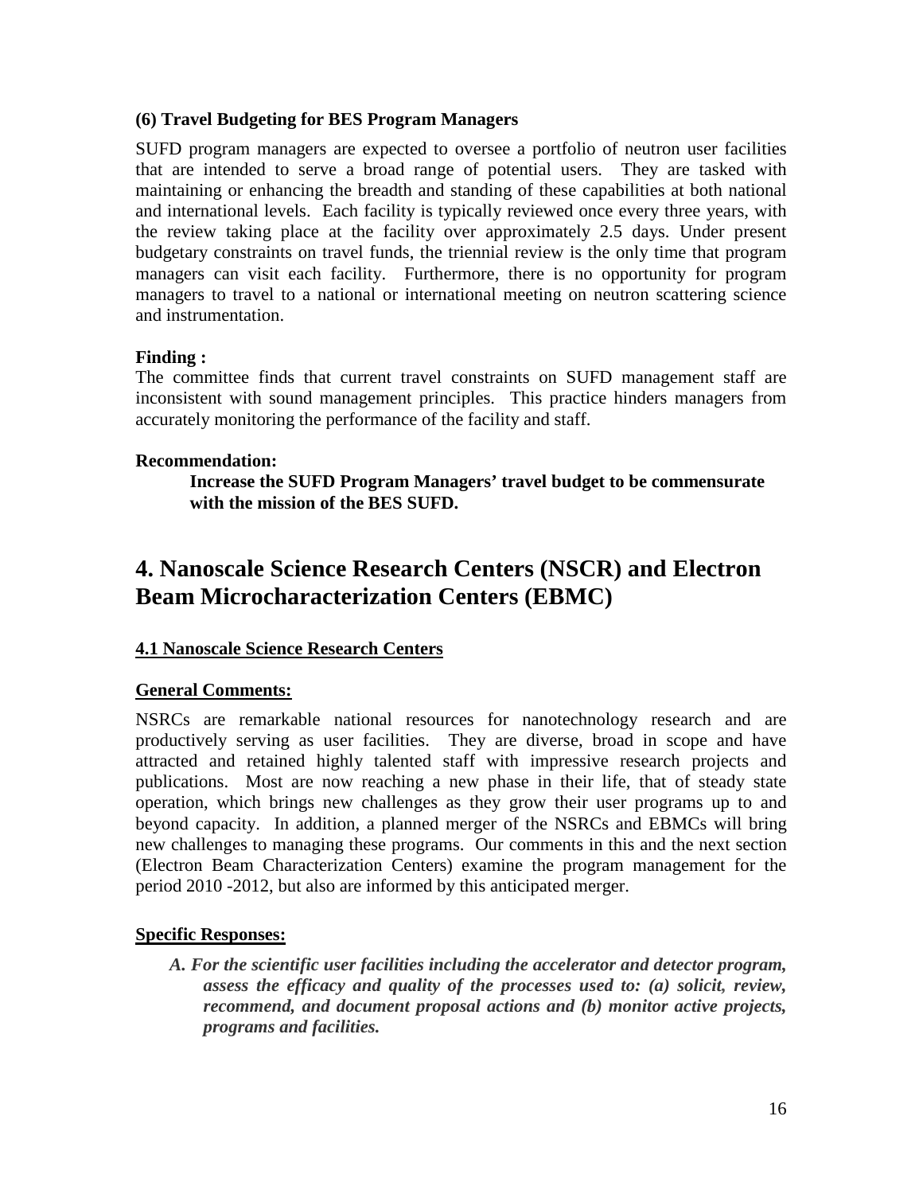### (6) Travel Budgeting for BES Program Managers

SUFD program managers are expected to oversee a portfolio of neutron user facilities that are intended to serve a broad range of potential users. They are tasked with maintaining or enhancing the breadth and standing of these capabilities at both national and international levels. Each facility is typically reviewed once every three years, with the review taking place at the facility over approximately 2.5 days. Under present budgetary constraints on travel funds, the triennial review is the only time that program managers can visit each facility. Furthermore, there is no opportunity for program managers to travel to a national or international meeting on neutron scattering science and instrumentation.

**Finding :**

The committee finds that current travel constraints on SUFD management staff are inconsistent with sound management principles. This practice hinders managers from accurately monitoring the performance of the facility and staff.

**Recommendation:**

> **Increase the SUFD Program Managers' travel budget to be commensurate with the mission of the BES SUFD.**

# 4. Nanoscale Science Research Centers (NSCR) and Electron Beam Microcharacterization Centers (EBMC)

## 4.1 Nanoscale Science Research Centers

### General Comments:

NSRCs are remarkable national resources for nanotechnology research and are productively serving as user facilities. They are diverse, broad in scope and have attracted and retained highly talented staff with impressive research projects and publications. Most are now reaching a new phase in their life, that of steady state operation, which brings new challenges as they grow their user programs up to and beyond capacity. In addition, a planned merger of the NSRCs and EBMCs will bring new challenges to managing these programs. Our comments in this and the next section (Electron Beam Characterization Centers) examine the program management for the period 2010 -2012, but also are informed by this anticipated merger.

### Specific Responses:

> ***A. For the scientific user facilities including the accelerator and detector program, assess the efficacy and quality of the processes used to: (a) solicit, review, recommend, and document proposal actions and (b) monitor active projects, programs and facilities.***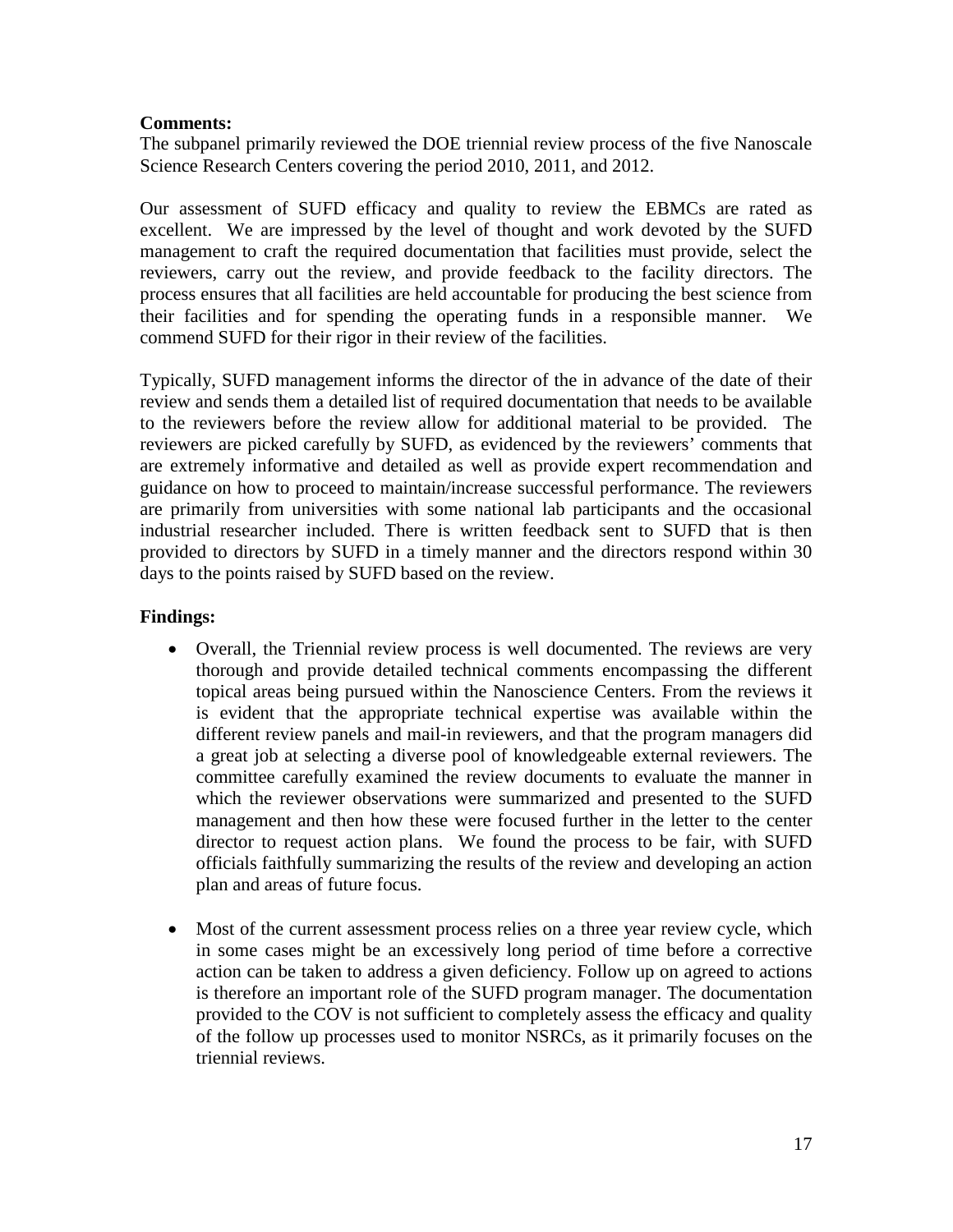**Comments:**

The subpanel primarily reviewed the DOE triennial review process of the five Nanoscale Science Research Centers covering the period 2010, 2011, and 2012.

Our assessment of SUFD efficacy and quality to review the EBMCs are rated as excellent. We are impressed by the level of thought and work devoted by the SUFD management to craft the required documentation that facilities must provide, select the reviewers, carry out the review, and provide feedback to the facility directors. The process ensures that all facilities are held accountable for producing the best science from their facilities and for spending the operating funds in a responsible manner. We commend SUFD for their rigor in their review of the facilities.

Typically, SUFD management informs the director of the in advance of the date of their review and sends them a detailed list of required documentation that needs to be available to the reviewers before the review allow for additional material to be provided. The reviewers are picked carefully by SUFD, as evidenced by the reviewers' comments that are extremely informative and detailed as well as provide expert recommendation and guidance on how to proceed to maintain/increase successful performance. The reviewers are primarily from universities with some national lab participants and the occasional industrial researcher included. There is written feedback sent to SUFD that is then provided to directors by SUFD in a timely manner and the directors respond within 30 days to the points raised by SUFD based on the review.

**Findings:**

- Overall, the Triennial review process is well documented. The reviews are very thorough and provide detailed technical comments encompassing the different topical areas being pursued within the Nanoscience Centers. From the reviews it is evident that the appropriate technical expertise was available within the different review panels and mail-in reviewers, and that the program managers did a great job at selecting a diverse pool of knowledgeable external reviewers. The committee carefully examined the review documents to evaluate the manner in which the reviewer observations were summarized and presented to the SUFD management and then how these were focused further in the letter to the center director to request action plans. We found the process to be fair, with SUFD officials faithfully summarizing the results of the review and developing an action plan and areas of future focus.

- Most of the current assessment process relies on a three year review cycle, which in some cases might be an excessively long period of time before a corrective action can be taken to address a given deficiency. Follow up on agreed to actions is therefore an important role of the SUFD program manager. The documentation provided to the COV is not sufficient to completely assess the efficacy and quality of the follow up processes used to monitor NSRCs, as it primarily focuses on the triennial reviews.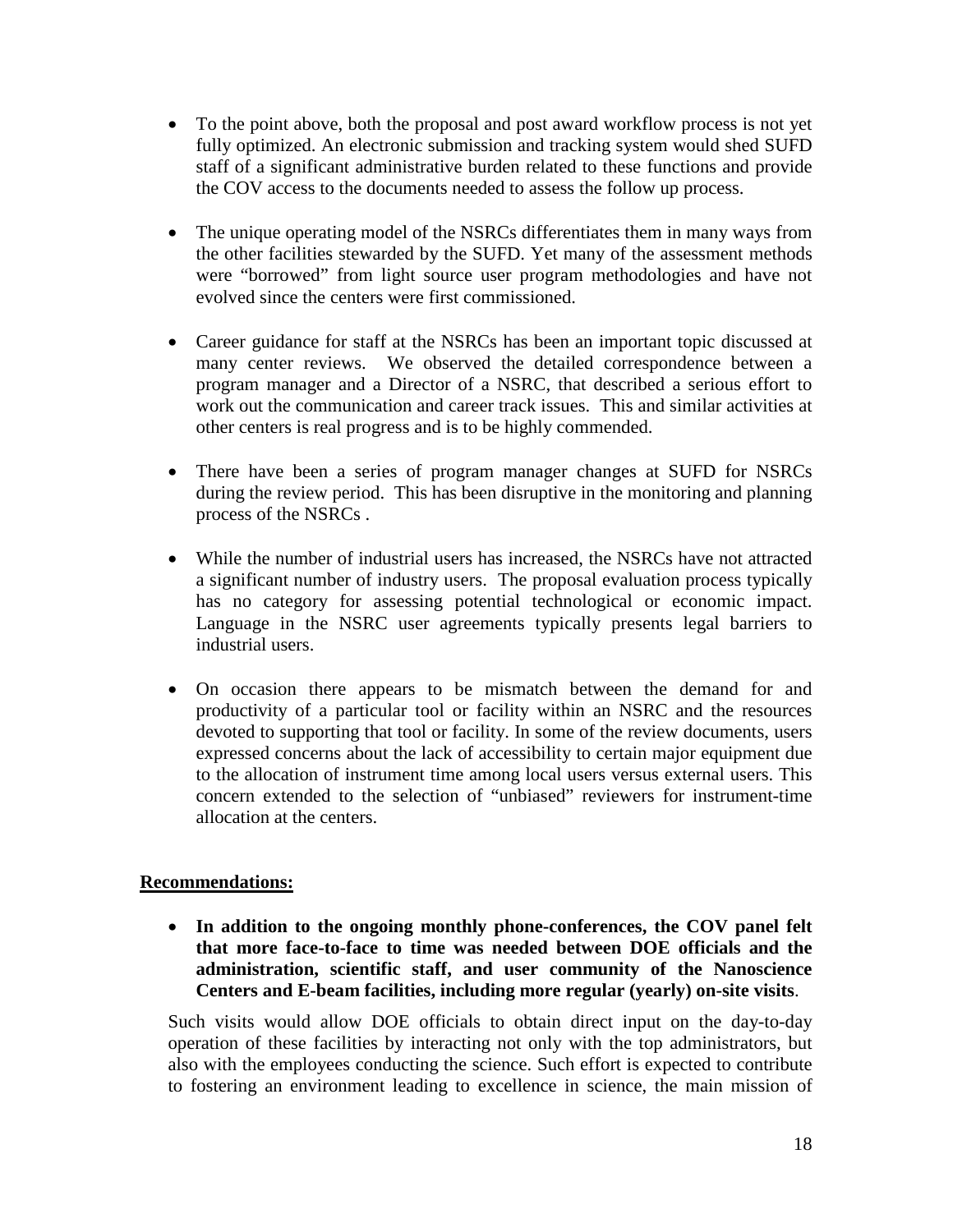- To the point above, both the proposal and post award workflow process is not yet fully optimized. An electronic submission and tracking system would shed SUFD staff of a significant administrative burden related to these functions and provide the COV access to the documents needed to assess the follow up process.

- The unique operating model of the NSRCs differentiates them in many ways from the other facilities stewarded by the SUFD. Yet many of the assessment methods were "borrowed" from light source user program methodologies and have not evolved since the centers were first commissioned.

- Career guidance for staff at the NSRCs has been an important topic discussed at many center reviews. We observed the detailed correspondence between a program manager and a Director of a NSRC, that described a serious effort to work out the communication and career track issues. This and similar activities at other centers is real progress and is to be highly commended.

- There have been a series of program manager changes at SUFD for NSRCs during the review period. This has been disruptive in the monitoring and planning process of the NSRCs .

- While the number of industrial users has increased, the NSRCs have not attracted a significant number of industry users. The proposal evaluation process typically has no category for assessing potential technological or economic impact. Language in the NSRC user agreements typically presents legal barriers to industrial users.

- On occasion there appears to be mismatch between the demand for and productivity of a particular tool or facility within an NSRC and the resources devoted to supporting that tool or facility. In some of the review documents, users expressed concerns about the lack of accessibility to certain major equipment due to the allocation of instrument time among local users versus external users. This concern extended to the selection of "unbiased" reviewers for instrument-time allocation at the centers.

**Recommendations:**

- **In addition to the ongoing monthly phone-conferences, the COV panel felt that more face-to-face to time was needed between DOE officials and the administration, scientific staff, and user community of the Nanoscience Centers and E-beam facilities, including more regular (yearly) on-site visits**.

  Such visits would allow DOE officials to obtain direct input on the day-to-day operation of these facilities by interacting not only with the top administrators, but also with the employees conducting the science. Such effort is expected to contribute to fostering an environment leading to excellence in science, the main mission of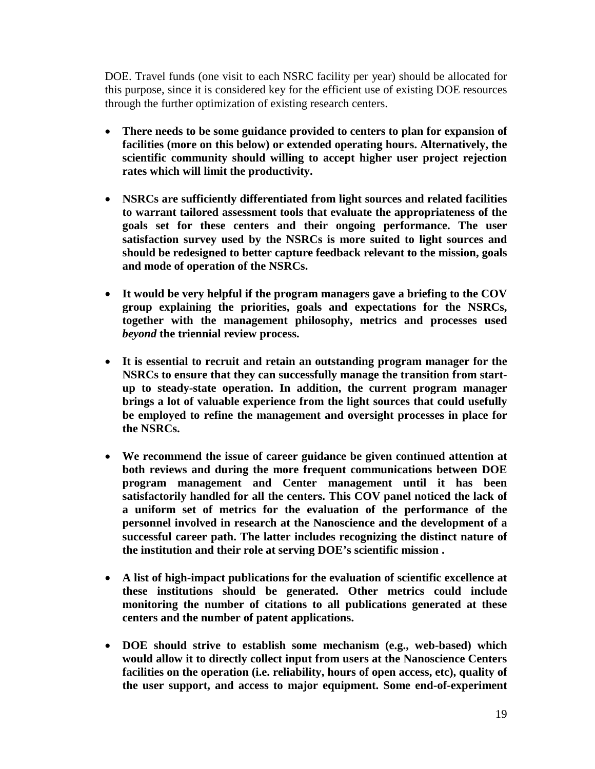DOE. Travel funds (one visit to each NSRC facility per year) should be allocated for this purpose, since it is considered key for the efficient use of existing DOE resources through the further optimization of existing research centers.

- **There needs to be some guidance provided to centers to plan for expansion of facilities (more on this below) or extended operating hours. Alternatively, the scientific community should willing to accept higher user project rejection rates which will limit the productivity.**

- **NSRCs are sufficiently differentiated from light sources and related facilities to warrant tailored assessment tools that evaluate the appropriateness of the goals set for these centers and their ongoing performance. The user satisfaction survey used by the NSRCs is more suited to light sources and should be redesigned to better capture feedback relevant to the mission, goals and mode of operation of the NSRCs.**

- **It would be very helpful if the program managers gave a briefing to the COV group explaining the priorities, goals and expectations for the NSRCs, together with the management philosophy, metrics and processes used *beyond* the triennial review process.**

- **It is essential to recruit and retain an outstanding program manager for the NSRCs to ensure that they can successfully manage the transition from start-up to steady-state operation. In addition, the current program manager brings a lot of valuable experience from the light sources that could usefully be employed to refine the management and oversight processes in place for the NSRCs.**

- **We recommend the issue of career guidance be given continued attention at both reviews and during the more frequent communications between DOE program management and Center management until it has been satisfactorily handled for all the centers. This COV panel noticed the lack of a uniform set of metrics for the evaluation of the performance of the personnel involved in research at the Nanoscience and the development of a successful career path. The latter includes recognizing the distinct nature of the institution and their role at serving DOE's scientific mission .**

- **A list of high-impact publications for the evaluation of scientific excellence at these institutions should be generated. Other metrics could include monitoring the number of citations to all publications generated at these centers and the number of patent applications.**

- **DOE should strive to establish some mechanism (e.g., web-based) which would allow it to directly collect input from users at the Nanoscience Centers facilities on the operation (i.e. reliability, hours of open access, etc), quality of the user support, and access to major equipment. Some end-of-experiment**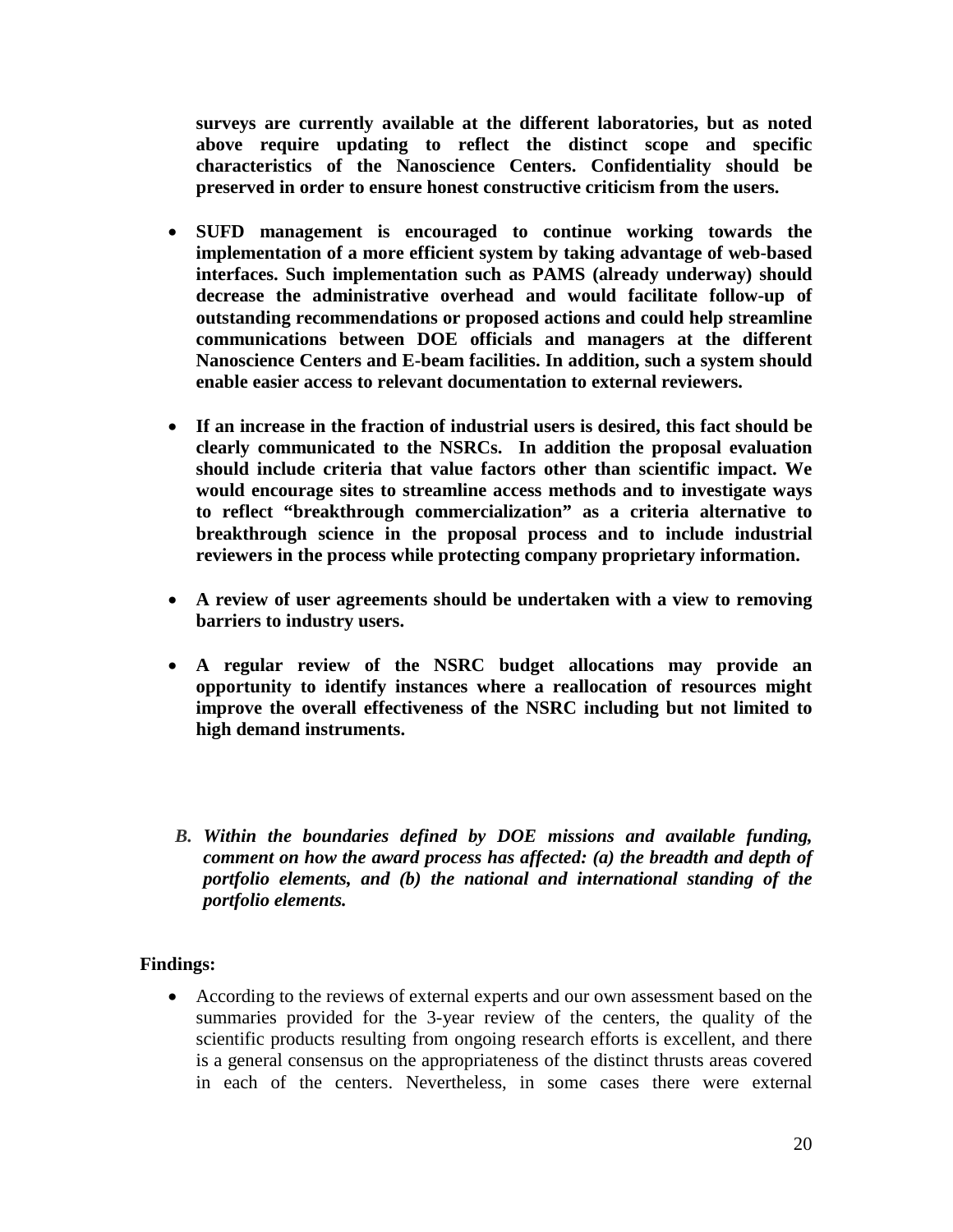**surveys are currently available at the different laboratories, but as noted above require updating to reflect the distinct scope and specific characteristics of the Nanoscience Centers. Confidentiality should be preserved in order to ensure honest constructive criticism from the users.**

- **SUFD management is encouraged to continue working towards the implementation of a more efficient system by taking advantage of web-based interfaces. Such implementation such as PAMS (already underway) should decrease the administrative overhead and would facilitate follow-up of outstanding recommendations or proposed actions and could help streamline communications between DOE officials and managers at the different Nanoscience Centers and E-beam facilities. In addition, such a system should enable easier access to relevant documentation to external reviewers.**

- **If an increase in the fraction of industrial users is desired, this fact should be clearly communicated to the NSRCs. In addition the proposal evaluation should include criteria that value factors other than scientific impact. We would encourage sites to streamline access methods and to investigate ways to reflect "breakthrough commercialization" as a criteria alternative to breakthrough science in the proposal process and to include industrial reviewers in the process while protecting company proprietary information.**

- **A review of user agreements should be undertaken with a view to removing barriers to industry users.**

- **A regular review of the NSRC budget allocations may provide an opportunity to identify instances where a reallocation of resources might improve the overall effectiveness of the NSRC including but not limited to high demand instruments.**

***B. Within the boundaries defined by DOE missions and available funding, comment on how the award process has affected: (a) the breadth and depth of portfolio elements, and (b) the national and international standing of the portfolio elements.***

**Findings:**

- According to the reviews of external experts and our own assessment based on the summaries provided for the 3-year review of the centers, the quality of the scientific products resulting from ongoing research efforts is excellent, and there is a general consensus on the appropriateness of the distinct thrusts areas covered in each of the centers. Nevertheless, in some cases there were external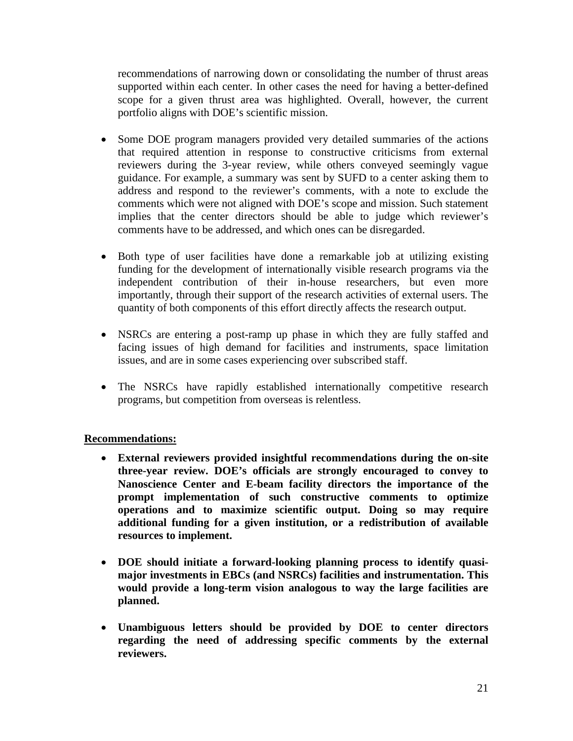recommendations of narrowing down or consolidating the number of thrust areas supported within each center. In other cases the need for having a better-defined scope for a given thrust area was highlighted. Overall, however, the current portfolio aligns with DOE's scientific mission.

- Some DOE program managers provided very detailed summaries of the actions that required attention in response to constructive criticisms from external reviewers during the 3-year review, while others conveyed seemingly vague guidance. For example, a summary was sent by SUFD to a center asking them to address and respond to the reviewer's comments, with a note to exclude the comments which were not aligned with DOE's scope and mission. Such statement implies that the center directors should be able to judge which reviewer's comments have to be addressed, and which ones can be disregarded.

- Both type of user facilities have done a remarkable job at utilizing existing funding for the development of internationally visible research programs via the independent contribution of their in-house researchers, but even more importantly, through their support of the research activities of external users. The quantity of both components of this effort directly affects the research output.

- NSRCs are entering a post-ramp up phase in which they are fully staffed and facing issues of high demand for facilities and instruments, space limitation issues, and are in some cases experiencing over subscribed staff.

- The NSRCs have rapidly established internationally competitive research programs, but competition from overseas is relentless.

**Recommendations:**

- **External reviewers provided insightful recommendations during the on-site three-year review. DOE's officials are strongly encouraged to convey to Nanoscience Center and E-beam facility directors the importance of the prompt implementation of such constructive comments to optimize operations and to maximize scientific output. Doing so may require additional funding for a given institution, or a redistribution of available resources to implement.**

- **DOE should initiate a forward-looking planning process to identify quasi-major investments in EBCs (and NSRCs) facilities and instrumentation. This would provide a long-term vision analogous to way the large facilities are planned.**

- **Unambiguous letters should be provided by DOE to center directors regarding the need of addressing specific comments by the external reviewers.**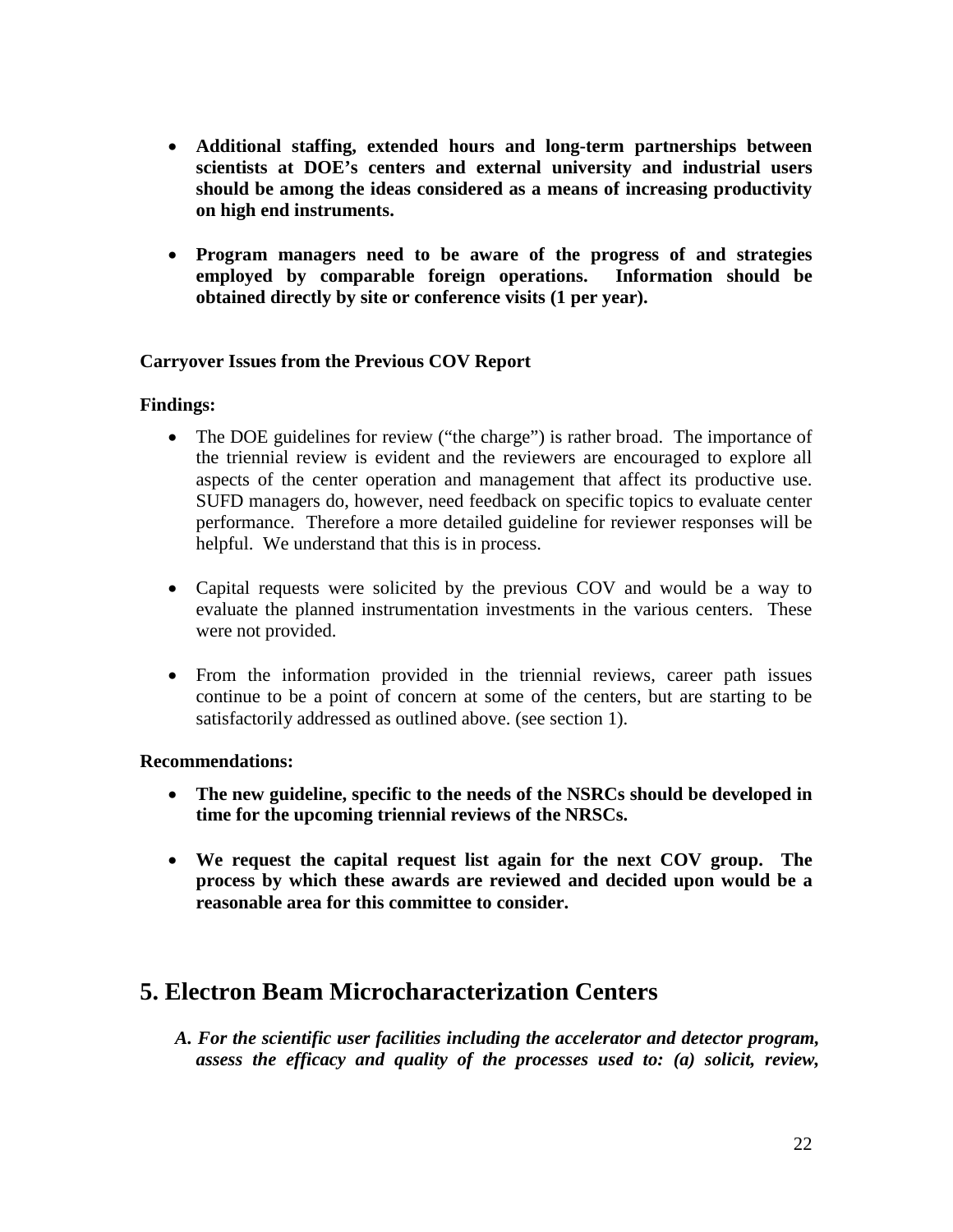- **Additional staffing, extended hours and long-term partnerships between scientists at DOE's centers and external university and industrial users should be among the ideas considered as a means of increasing productivity on high end instruments.**

- **Program managers need to be aware of the progress of and strategies employed by comparable foreign operations. Information should be obtained directly by site or conference visits (1 per year).**

**Carryover Issues from the Previous COV Report**

**Findings:**

- The DOE guidelines for review ("the charge") is rather broad. The importance of the triennial review is evident and the reviewers are encouraged to explore all aspects of the center operation and management that affect its productive use. SUFD managers do, however, need feedback on specific topics to evaluate center performance. Therefore a more detailed guideline for reviewer responses will be helpful. We understand that this is in process.

- Capital requests were solicited by the previous COV and would be a way to evaluate the planned instrumentation investments in the various centers. These were not provided.

- From the information provided in the triennial reviews, career path issues continue to be a point of concern at some of the centers, but are starting to be satisfactorily addressed as outlined above. (see section 1).

**Recommendations:**

- **The new guideline, specific to the needs of the NSRCs should be developed in time for the upcoming triennial reviews of the NRSCs.**

- **We request the capital request list again for the next COV group. The process by which these awards are reviewed and decided upon would be a reasonable area for this committee to consider.**

# 5. Electron Beam Microcharacterization Centers

***A. For the scientific user facilities including the accelerator and detector program, assess the efficacy and quality of the processes used to: (a) solicit, review,***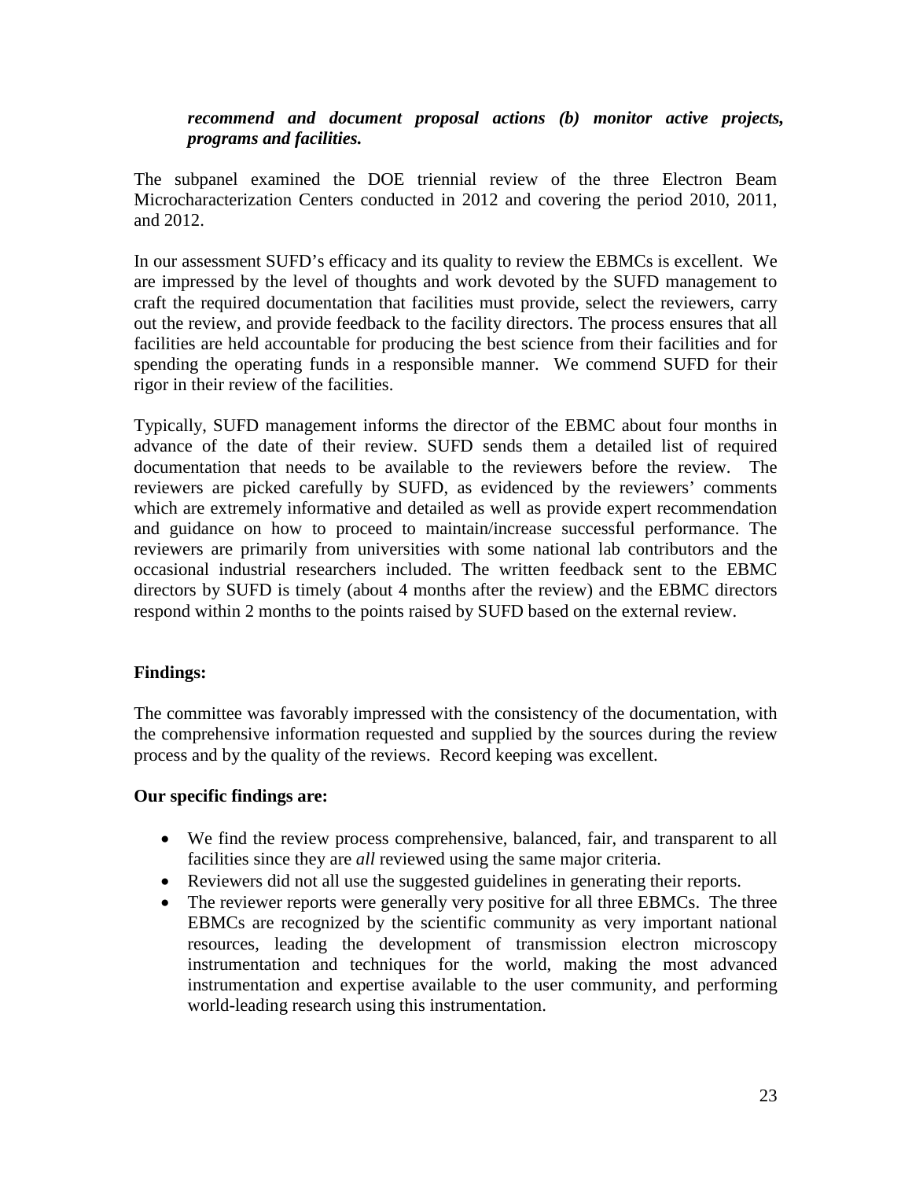***recommend and document proposal actions (b) monitor active projects, programs and facilities.***

The subpanel examined the DOE triennial review of the three Electron Beam Microcharacterization Centers conducted in 2012 and covering the period 2010, 2011, and 2012.

In our assessment SUFD's efficacy and its quality to review the EBMCs is excellent. We are impressed by the level of thoughts and work devoted by the SUFD management to craft the required documentation that facilities must provide, select the reviewers, carry out the review, and provide feedback to the facility directors. The process ensures that all facilities are held accountable for producing the best science from their facilities and for spending the operating funds in a responsible manner. We commend SUFD for their rigor in their review of the facilities.

Typically, SUFD management informs the director of the EBMC about four months in advance of the date of their review. SUFD sends them a detailed list of required documentation that needs to be available to the reviewers before the review. The reviewers are picked carefully by SUFD, as evidenced by the reviewers' comments which are extremely informative and detailed as well as provide expert recommendation and guidance on how to proceed to maintain/increase successful performance. The reviewers are primarily from universities with some national lab contributors and the occasional industrial researchers included. The written feedback sent to the EBMC directors by SUFD is timely (about 4 months after the review) and the EBMC directors respond within 2 months to the points raised by SUFD based on the external review.

**Findings:**

The committee was favorably impressed with the consistency of the documentation, with the comprehensive information requested and supplied by the sources during the review process and by the quality of the reviews. Record keeping was excellent.

**Our specific findings are:**

- We find the review process comprehensive, balanced, fair, and transparent to all facilities since they are *all* reviewed using the same major criteria.
- Reviewers did not all use the suggested guidelines in generating their reports.
- The reviewer reports were generally very positive for all three EBMCs. The three EBMCs are recognized by the scientific community as very important national resources, leading the development of transmission electron microscopy instrumentation and techniques for the world, making the most advanced instrumentation and expertise available to the user community, and performing world-leading research using this instrumentation.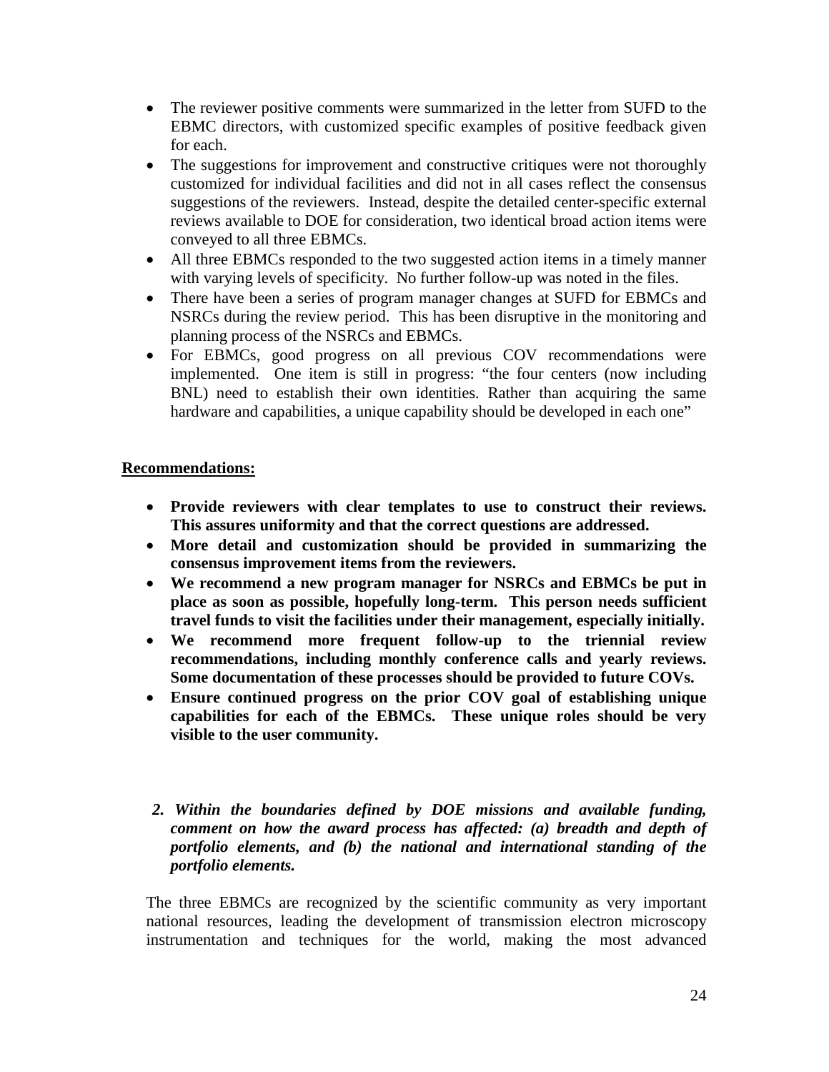- The reviewer positive comments were summarized in the letter from SUFD to the EBMC directors, with customized specific examples of positive feedback given for each.
- The suggestions for improvement and constructive critiques were not thoroughly customized for individual facilities and did not in all cases reflect the consensus suggestions of the reviewers. Instead, despite the detailed center-specific external reviews available to DOE for consideration, two identical broad action items were conveyed to all three EBMCs.
- All three EBMCs responded to the two suggested action items in a timely manner with varying levels of specificity. No further follow-up was noted in the files.
- There have been a series of program manager changes at SUFD for EBMCs and NSRCs during the review period. This has been disruptive in the monitoring and planning process of the NSRCs and EBMCs.
- For EBMCs, good progress on all previous COV recommendations were implemented. One item is still in progress: "the four centers (now including BNL) need to establish their own identities. Rather than acquiring the same hardware and capabilities, a unique capability should be developed in each one"

**Recommendations:**

- **Provide reviewers with clear templates to use to construct their reviews. This assures uniformity and that the correct questions are addressed.**
- **More detail and customization should be provided in summarizing the consensus improvement items from the reviewers.**
- **We recommend a new program manager for NSRCs and EBMCs be put in place as soon as possible, hopefully long-term. This person needs sufficient travel funds to visit the facilities under their management, especially initially.**
- **We recommend more frequent follow-up to the triennial review recommendations, including monthly conference calls and yearly reviews. Some documentation of these processes should be provided to future COVs.**
- **Ensure continued progress on the prior COV goal of establishing unique capabilities for each of the EBMCs. These unique roles should be very visible to the user community.**

***2. Within the boundaries defined by DOE missions and available funding, comment on how the award process has affected: (a) breadth and depth of portfolio elements, and (b) the national and international standing of the portfolio elements.***

The three EBMCs are recognized by the scientific community as very important national resources, leading the development of transmission electron microscopy instrumentation and techniques for the world, making the most advanced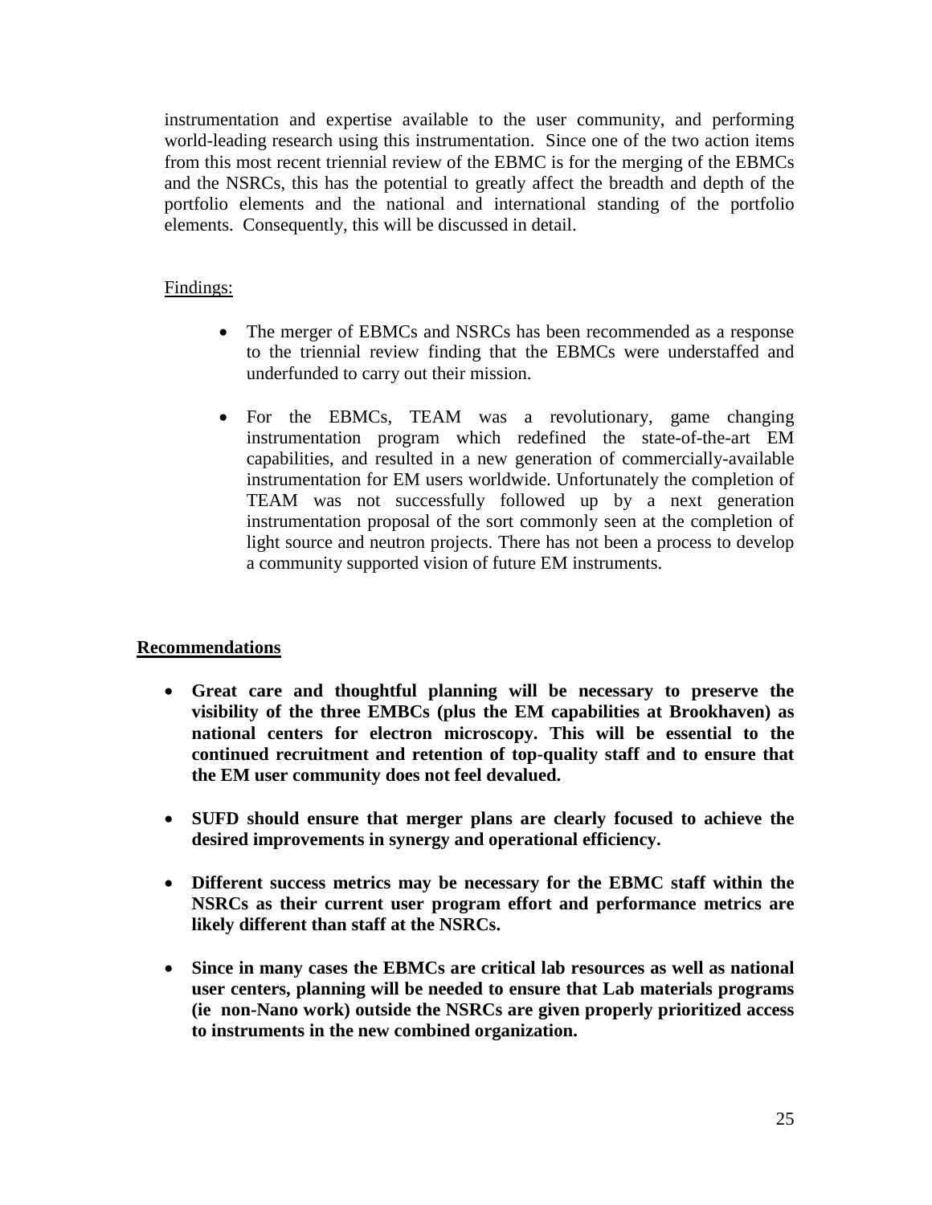instrumentation and expertise available to the user community, and performing world-leading research using this instrumentation. Since one of the two action items from this most recent triennial review of the EBMC is for the merging of the EBMCs and the NSRCs, this has the potential to greatly affect the breadth and depth of the portfolio elements and the national and international standing of the portfolio elements. Consequently, this will be discussed in detail.

Findings:

- The merger of EBMCs and NSRCs has been recommended as a response to the triennial review finding that the EBMCs were understaffed and underfunded to carry out their mission.

- For the EBMCs, TEAM was a revolutionary, game changing instrumentation program which redefined the state-of-the-art EM capabilities, and resulted in a new generation of commercially-available instrumentation for EM users worldwide. Unfortunately the completion of TEAM was not successfully followed up by a next generation instrumentation proposal of the sort commonly seen at the completion of light source and neutron projects. There has not been a process to develop a community supported vision of future EM instruments.

**Recommendations**

- **Great care and thoughtful planning will be necessary to preserve the visibility of the three EMBCs (plus the EM capabilities at Brookhaven) as national centers for electron microscopy. This will be essential to the continued recruitment and retention of top-quality staff and to ensure that the EM user community does not feel devalued.**

- **SUFD should ensure that merger plans are clearly focused to achieve the desired improvements in synergy and operational efficiency.**

- **Different success metrics may be necessary for the EBMC staff within the NSRCs as their current user program effort and performance metrics are likely different than staff at the NSRCs.**

- **Since in many cases the EBMCs are critical lab resources as well as national user centers, planning will be needed to ensure that Lab materials programs (ie non-Nano work) outside the NSRCs are given properly prioritized access to instruments in the new combined organization.**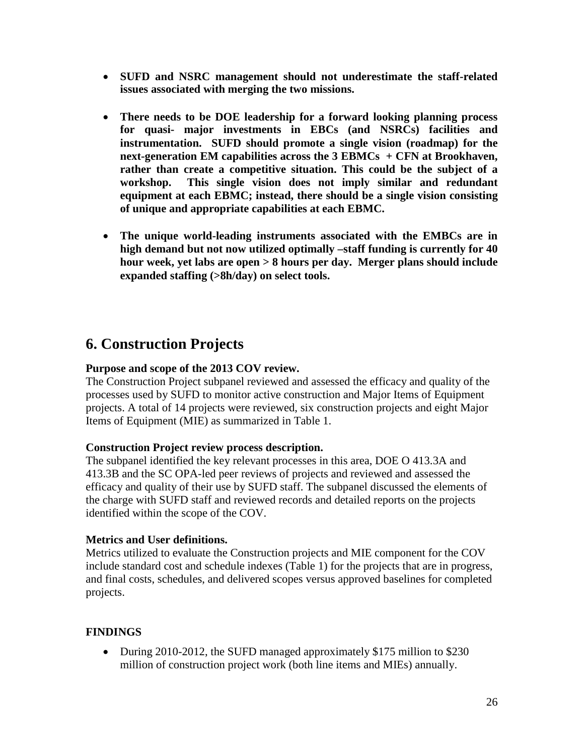- **SUFD and NSRC management should not underestimate the staff-related issues associated with merging the two missions.**

- **There needs to be DOE leadership for a forward looking planning process for quasi- major investments in EBCs (and NSRCs) facilities and instrumentation. SUFD should promote a single vision (roadmap) for the next-generation EM capabilities across the 3 EBMCs + CFN at Brookhaven, rather than create a competitive situation. This could be the subject of a workshop. This single vision does not imply similar and redundant equipment at each EBMC; instead, there should be a single vision consisting of unique and appropriate capabilities at each EBMC.**

- **The unique world-leading instruments associated with the EMBCs are in high demand but not now utilized optimally –staff funding is currently for 40 hour week, yet labs are open > 8 hours per day. Merger plans should include expanded staffing (>8h/day) on select tools.**

## 6. Construction Projects

**Purpose and scope of the 2013 COV review.**
The Construction Project subpanel reviewed and assessed the efficacy and quality of the processes used by SUFD to monitor active construction and Major Items of Equipment projects. A total of 14 projects were reviewed, six construction projects and eight Major Items of Equipment (MIE) as summarized in Table 1.

**Construction Project review process description.**
The subpanel identified the key relevant processes in this area, DOE O 413.3A and 413.3B and the SC OPA-led peer reviews of projects and reviewed and assessed the efficacy and quality of their use by SUFD staff. The subpanel discussed the elements of the charge with SUFD staff and reviewed records and detailed reports on the projects identified within the scope of the COV.

**Metrics and User definitions.**
Metrics utilized to evaluate the Construction projects and MIE component for the COV include standard cost and schedule indexes (Table 1) for the projects that are in progress, and final costs, schedules, and delivered scopes versus approved baselines for completed projects.

**FINDINGS**

- During 2010-2012, the SUFD managed approximately $175 million to $230 million of construction project work (both line items and MIEs) annually.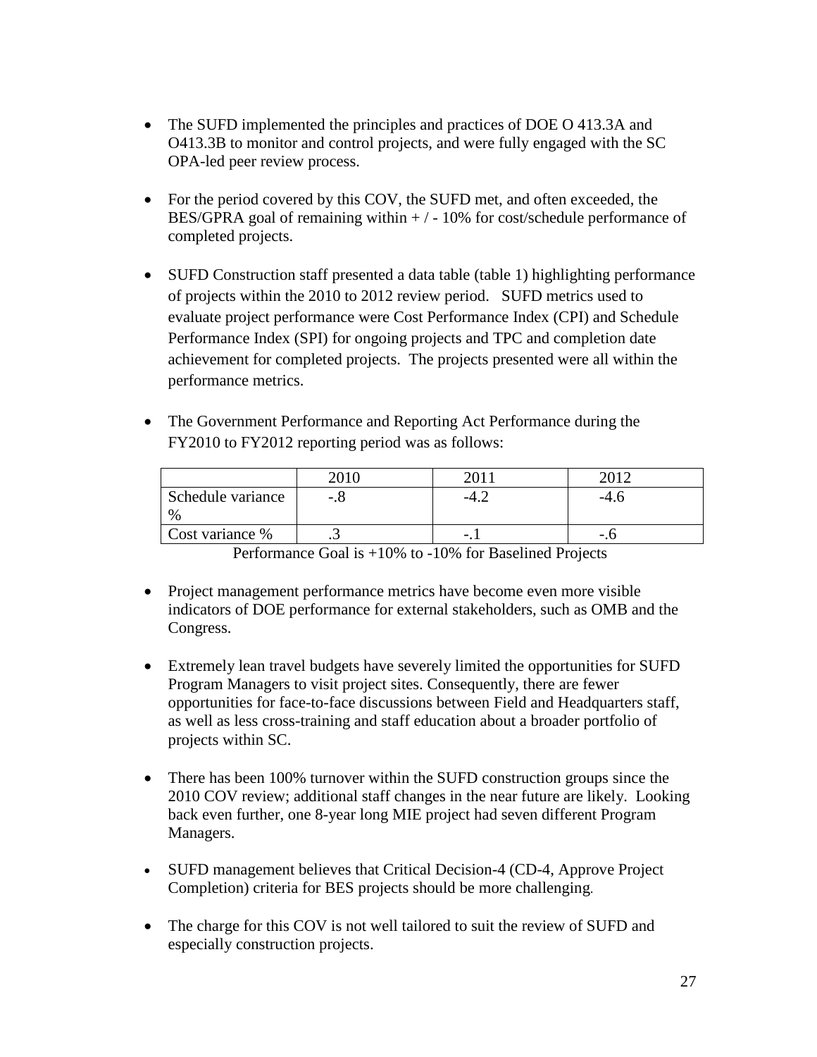- The SUFD implemented the principles and practices of DOE O 413.3A and O413.3B to monitor and control projects, and were fully engaged with the SC OPA-led peer review process.

- For the period covered by this COV, the SUFD met, and often exceeded, the BES/GPRA goal of remaining within + / - 10% for cost/schedule performance of completed projects.

- SUFD Construction staff presented a data table (table 1) highlighting performance of projects within the 2010 to 2012 review period. SUFD metrics used to evaluate project performance were Cost Performance Index (CPI) and Schedule Performance Index (SPI) for ongoing projects and TPC and completion date achievement for completed projects. The projects presented were all within the performance metrics.

- The Government Performance and Reporting Act Performance during the FY2010 to FY2012 reporting period was as follows:

| | 2010 | 2011 | 2012 |
|---|---|---|---|
| Schedule variance % | -.8 | -4.2 | -4.6 |
| Cost variance % | .3 | -.1 | -.6 |

Performance Goal is +10% to -10% for Baselined Projects

- Project management performance metrics have become even more visible indicators of DOE performance for external stakeholders, such as OMB and the Congress.

- Extremely lean travel budgets have severely limited the opportunities for SUFD Program Managers to visit project sites. Consequently, there are fewer opportunities for face-to-face discussions between Field and Headquarters staff, as well as less cross-training and staff education about a broader portfolio of projects within SC.

- There has been 100% turnover within the SUFD construction groups since the 2010 COV review; additional staff changes in the near future are likely. Looking back even further, one 8-year long MIE project had seven different Program Managers.

- SUFD management believes that Critical Decision-4 (CD-4, Approve Project Completion) criteria for BES projects should be more challenging.

- The charge for this COV is not well tailored to suit the review of SUFD and especially construction projects.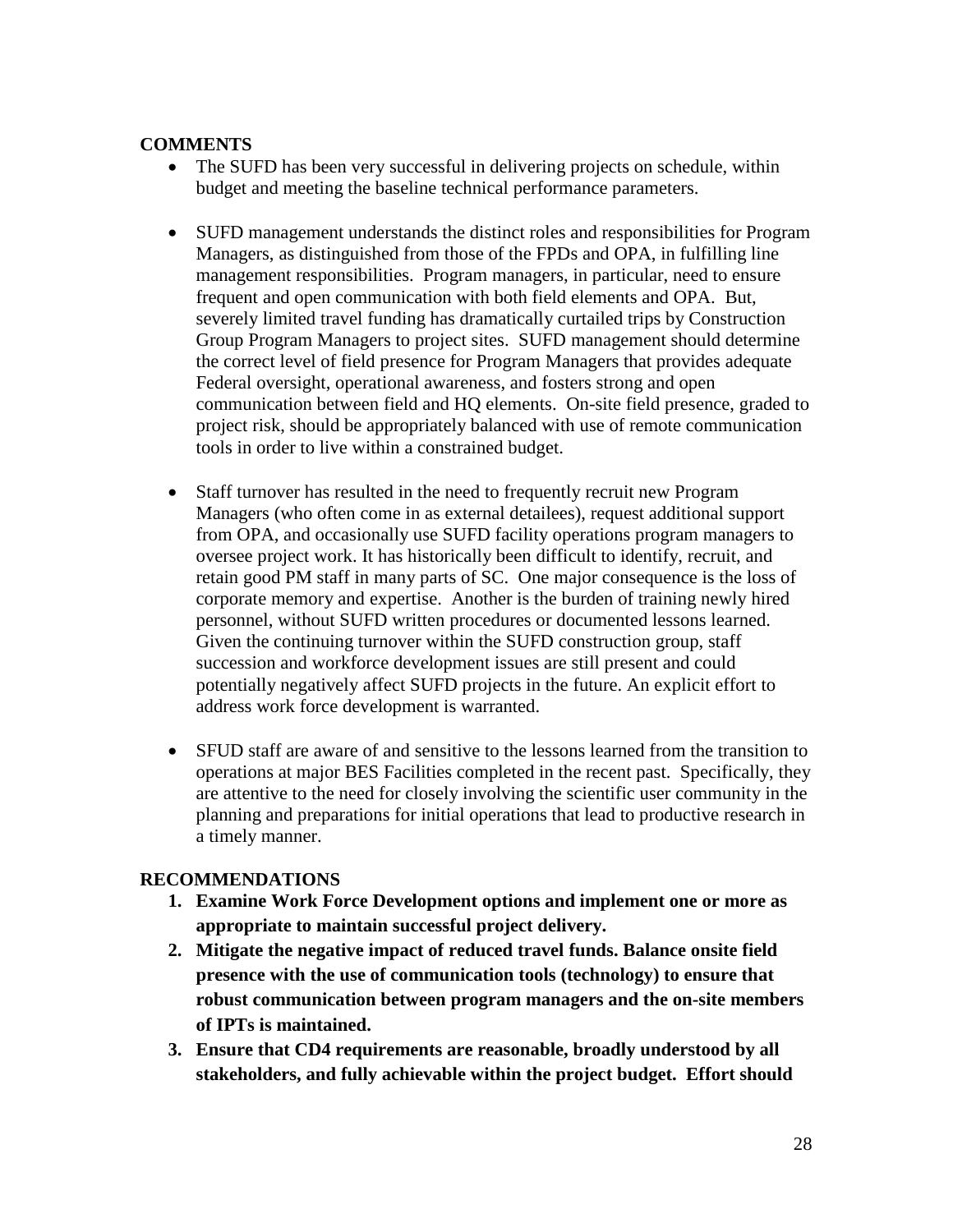**COMMENTS**

- The SUFD has been very successful in delivering projects on schedule, within budget and meeting the baseline technical performance parameters.

- SUFD management understands the distinct roles and responsibilities for Program Managers, as distinguished from those of the FPDs and OPA, in fulfilling line management responsibilities. Program managers, in particular, need to ensure frequent and open communication with both field elements and OPA. But, severely limited travel funding has dramatically curtailed trips by Construction Group Program Managers to project sites. SUFD management should determine the correct level of field presence for Program Managers that provides adequate Federal oversight, operational awareness, and fosters strong and open communication between field and HQ elements. On-site field presence, graded to project risk, should be appropriately balanced with use of remote communication tools in order to live within a constrained budget.

- Staff turnover has resulted in the need to frequently recruit new Program Managers (who often come in as external detailees), request additional support from OPA, and occasionally use SUFD facility operations program managers to oversee project work. It has historically been difficult to identify, recruit, and retain good PM staff in many parts of SC. One major consequence is the loss of corporate memory and expertise. Another is the burden of training newly hired personnel, without SUFD written procedures or documented lessons learned. Given the continuing turnover within the SUFD construction group, staff succession and workforce development issues are still present and could potentially negatively affect SUFD projects in the future. An explicit effort to address work force development is warranted.

- SFUD staff are aware of and sensitive to the lessons learned from the transition to operations at major BES Facilities completed in the recent past. Specifically, they are attentive to the need for closely involving the scientific user community in the planning and preparations for initial operations that lead to productive research in a timely manner.

**RECOMMENDATIONS**

1. **Examine Work Force Development options and implement one or more as appropriate to maintain successful project delivery.**
2. **Mitigate the negative impact of reduced travel funds. Balance onsite field presence with the use of communication tools (technology) to ensure that robust communication between program managers and the on-site members of IPTs is maintained.**
3. **Ensure that CD4 requirements are reasonable, broadly understood by all stakeholders, and fully achievable within the project budget. Effort should**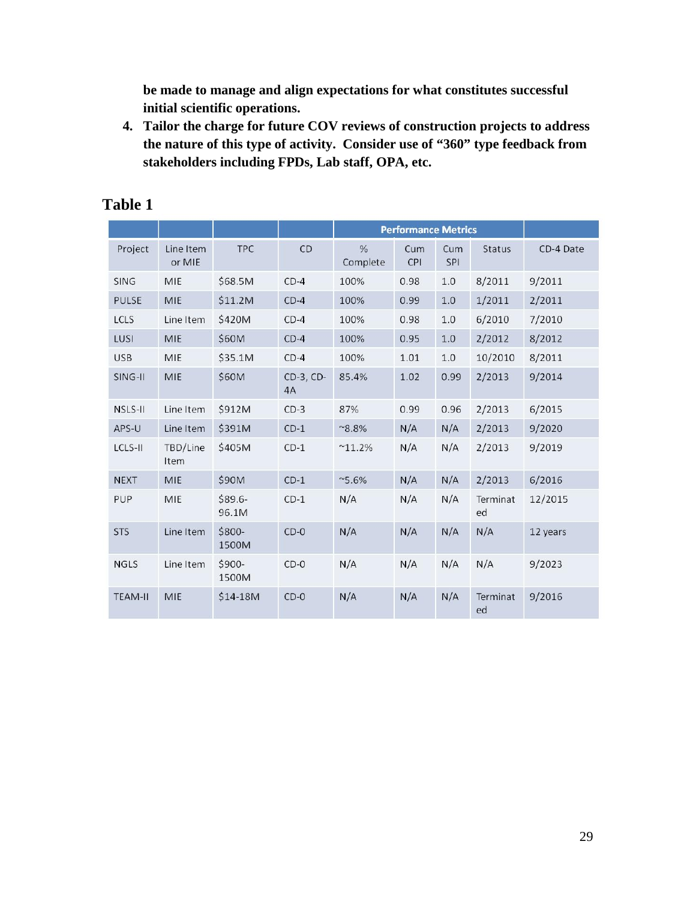be made to manage and align expectations for what constitutes successful initial scientific operations.

4. **Tailor the charge for future COV reviews of construction projects to address the nature of this type of activity. Consider use of "360" type feedback from stakeholders including FPDs, Lab staff, OPA, etc.**

## Table 1

| | | | | Performance Metrics | | | | |
|---|---|---|---|---|---|---|---|---|
| Project | Line Item or MIE | TPC | CD | % Complete | Cum CPI | Cum SPI | Status | CD-4 Date |
| SING | MIE | $68.5M | CD-4 | 100% | 0.98 | 1.0 | 8/2011 | 9/2011 |
| PULSE | MIE | $11.2M | CD-4 | 100% | 0.99 | 1.0 | 1/2011 | 2/2011 |
| LCLS | Line Item | $420M | CD-4 | 100% | 0.98 | 1.0 | 6/2010 | 7/2010 |
| LUSI | MIE | $60M | CD-4 | 100% | 0.95 | 1.0 | 2/2012 | 8/2012 |
| USB | MIE | $35.1M | CD-4 | 100% | 1.01 | 1.0 | 10/2010 | 8/2011 |
| SING-II | MIE | $60M | CD-3, CD-4A | 85.4% | 1.02 | 0.99 | 2/2013 | 9/2014 |
| NSLS-II | Line Item | $912M | CD-3 | 87% | 0.99 | 0.96 | 2/2013 | 6/2015 |
| APS-U | Line Item | $391M | CD-1 | ~8.8% | N/A | N/A | 2/2013 | 9/2020 |
| LCLS-II | TBD/Line Item | $405M | CD-1 | ~11.2% | N/A | N/A | 2/2013 | 9/2019 |
| NEXT | MIE | $90M | CD-1 | ~5.6% | N/A | N/A | 2/2013 | 6/2016 |
| PUP | MIE | $89.6-96.1M | CD-1 | N/A | N/A | N/A | Terminated | 12/2015 |
| STS | Line Item | $800-1500M | CD-0 | N/A | N/A | N/A | N/A | 12 years |
| NGLS | Line Item | $900-1500M | CD-0 | N/A | N/A | N/A | N/A | 9/2023 |
| TEAM-II | MIE | $14-18M | CD-0 | N/A | N/A | N/A | Terminated | 9/2016 |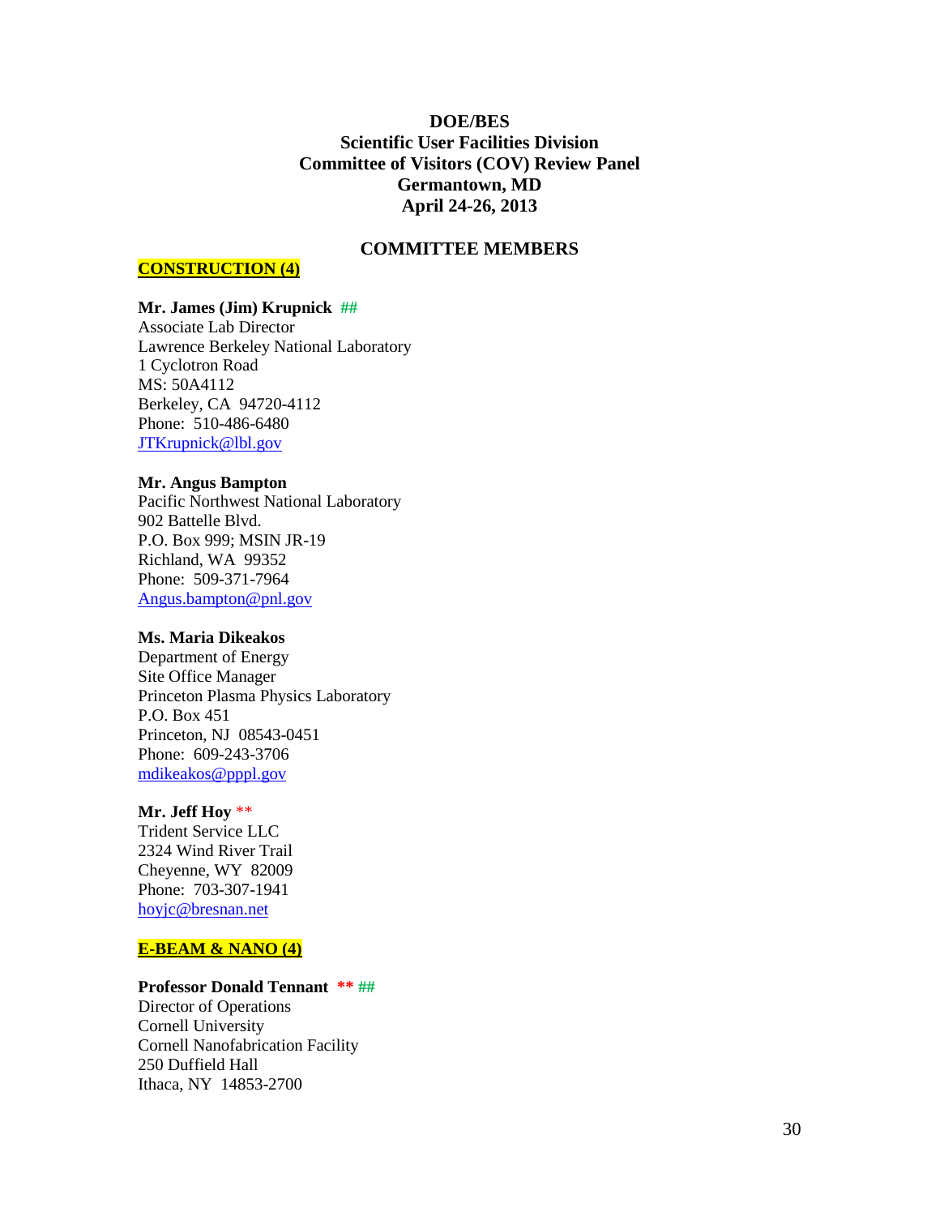**DOE/BES**
**Scientific User Facilities Division**
**Committee of Visitors (COV) Review Panel**
**Germantown, MD**
**April 24-26, 2013**

## COMMITTEE MEMBERS

**CONSTRUCTION (4)**

**Mr. James (Jim) Krupnick** ##
Associate Lab Director
Lawrence Berkeley National Laboratory
1 Cyclotron Road
MS: 50A4112
Berkeley, CA 94720-4112
Phone: 510-486-6480
JTKrupnick@lbl.gov

**Mr. Angus Bampton**
Pacific Northwest National Laboratory
902 Battelle Blvd.
P.O. Box 999; MSIN JR-19
Richland, WA 99352
Phone: 509-371-7964
Angus.bampton@pnl.gov

**Ms. Maria Dikeakos**
Department of Energy
Site Office Manager
Princeton Plasma Physics Laboratory
P.O. Box 451
Princeton, NJ 08543-0451
Phone: 609-243-3706
mdikeakos@pppl.gov

**Mr. Jeff Hoy** **
Trident Service LLC
2324 Wind River Trail
Cheyenne, WY 82009
Phone: 703-307-1941
hoyjc@bresnan.net

**E-BEAM & NANO (4)**

**Professor Donald Tennant** ** ##
Director of Operations
Cornell University
Cornell Nanofabrication Facility
250 Duffield Hall
Ithaca, NY 14853-2700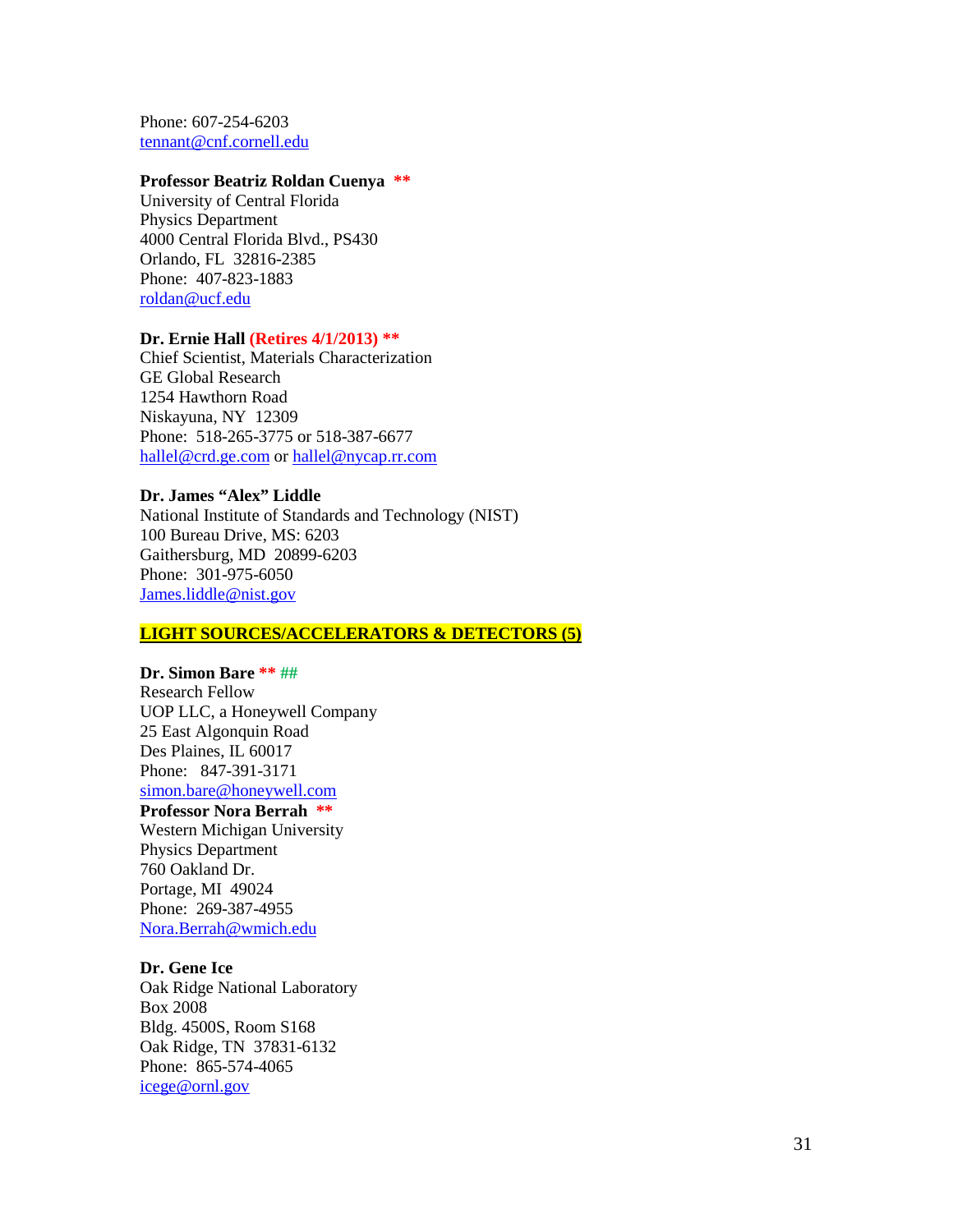Phone: 607-254-6203
tennant@cnf.cornell.edu

**Professor Beatriz Roldan Cuenya \*\***
University of Central Florida
Physics Department
4000 Central Florida Blvd., PS430
Orlando, FL 32816-2385
Phone: 407-823-1883
roldan@ucf.edu

**Dr. Ernie Hall (Retires 4/1/2013) \*\***
Chief Scientist, Materials Characterization
GE Global Research
1254 Hawthorn Road
Niskayuna, NY 12309
Phone: 518-265-3775 or 518-387-6677
hallel@crd.ge.com or hallel@nycap.rr.com

**Dr. James "Alex" Liddle**
National Institute of Standards and Technology (NIST)
100 Bureau Drive, MS: 6203
Gaithersburg, MD 20899-6203
Phone: 301-975-6050
James.liddle@nist.gov

## LIGHT SOURCES/ACCELERATORS & DETECTORS (5)

**Dr. Simon Bare \*\* ##**
Research Fellow
UOP LLC, a Honeywell Company
25 East Algonquin Road
Des Plaines, IL 60017
Phone: 847-391-3171
simon.bare@honeywell.com

**Professor Nora Berrah \*\***
Western Michigan University
Physics Department
760 Oakland Dr.
Portage, MI 49024
Phone: 269-387-4955
Nora.Berrah@wmich.edu

**Dr. Gene Ice**
Oak Ridge National Laboratory
Box 2008
Bldg. 4500S, Room S168
Oak Ridge, TN 37831-6132
Phone: 865-574-4065
icege@ornl.gov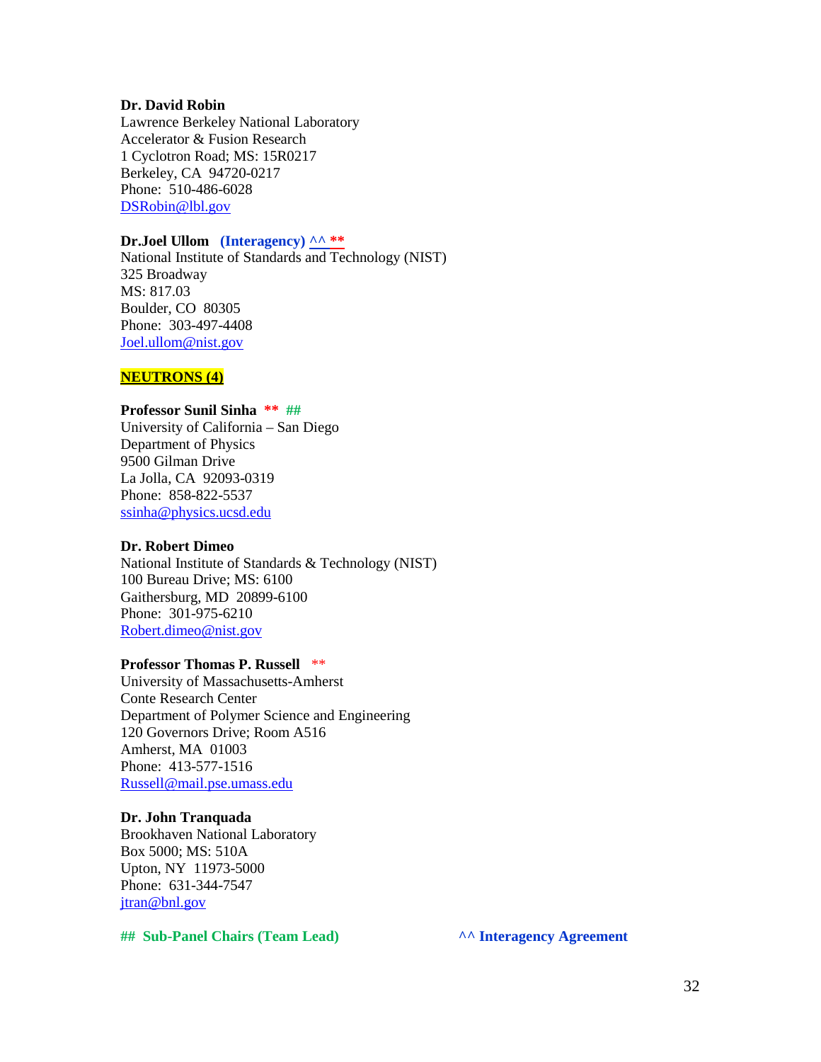**Dr. David Robin**
Lawrence Berkeley National Laboratory
Accelerator & Fusion Research
1 Cyclotron Road; MS: 15R0217
Berkeley, CA 94720-0217
Phone: 510-486-6028
DSRobin@lbl.gov

**Dr.Joel Ullom (Interagency) ^^ ****
National Institute of Standards and Technology (NIST)
325 Broadway
MS: 817.03
Boulder, CO 80305
Phone: 303-497-4408
Joel.ullom@nist.gov

## NEUTRONS (4)

**Professor Sunil Sinha ** ##**
University of California – San Diego
Department of Physics
9500 Gilman Drive
La Jolla, CA 92093-0319
Phone: 858-822-5537
ssinha@physics.ucsd.edu

**Dr. Robert Dimeo**
National Institute of Standards & Technology (NIST)
100 Bureau Drive; MS: 6100
Gaithersburg, MD 20899-6100
Phone: 301-975-6210
Robert.dimeo@nist.gov

**Professor Thomas P. Russell ****
University of Massachusetts-Amherst
Conte Research Center
Department of Polymer Science and Engineering
120 Governors Drive; Room A516
Amherst, MA 01003
Phone: 413-577-1516
Russell@mail.pse.umass.edu

**Dr. John Tranquada**
Brookhaven National Laboratory
Box 5000; MS: 510A
Upton, NY 11973-5000
Phone: 631-344-7547
jtran@bnl.gov

**## Sub-Panel Chairs (Team Lead)** **^^ Interagency Agreement**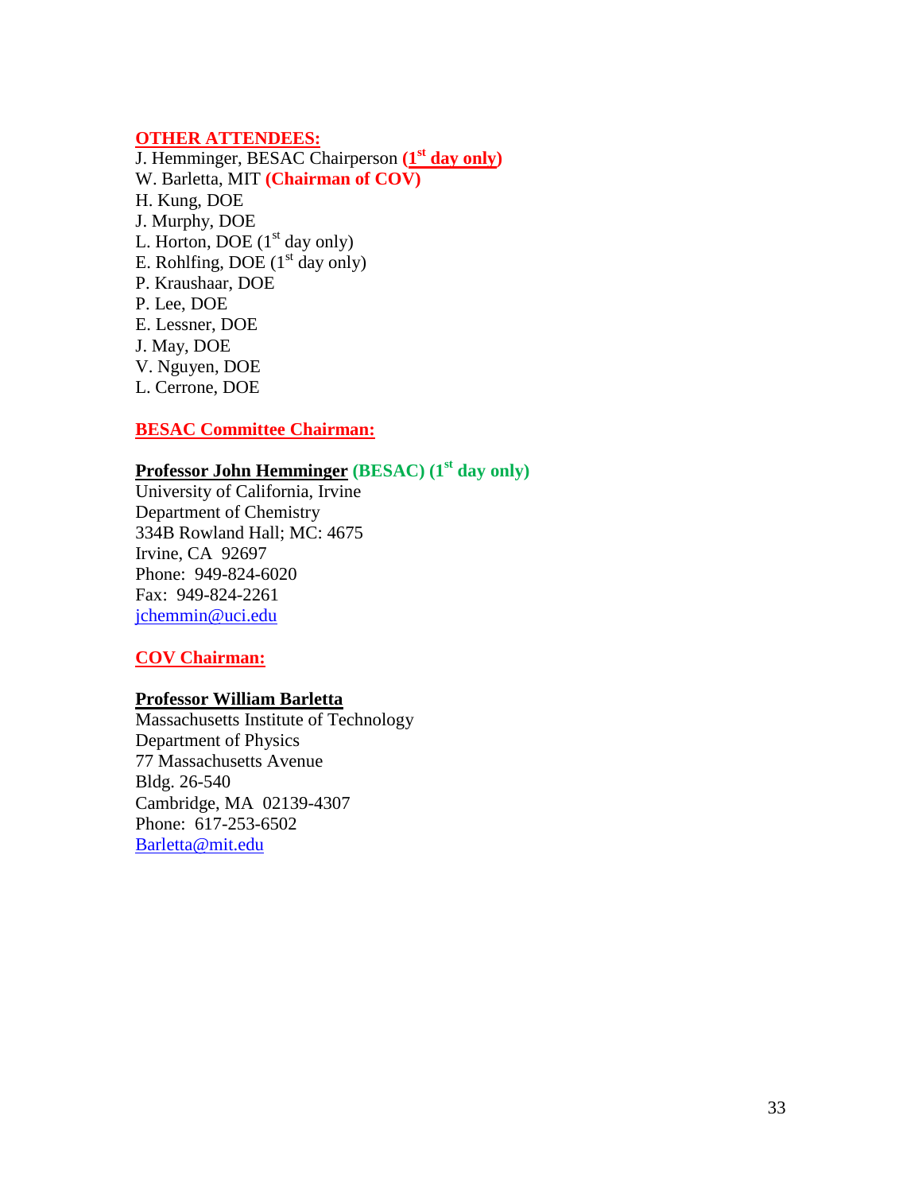**OTHER ATTENDEES:**

J. Hemminger, BESAC Chairperson **(1st day only)**
W. Barletta, MIT **(Chairman of COV)**
H. Kung, DOE
J. Murphy, DOE
L. Horton, DOE (1st day only)
E. Rohlfing, DOE (1st day only)
P. Kraushaar, DOE
P. Lee, DOE
E. Lessner, DOE
J. May, DOE
V. Nguyen, DOE
L. Cerrone, DOE

**BESAC Committee Chairman:**

**Professor John Hemminger** **(BESAC) (1st day only)**
University of California, Irvine
Department of Chemistry
334B Rowland Hall; MC: 4675
Irvine, CA 92697
Phone: 949-824-6020
Fax: 949-824-2261
jchemmin@uci.edu

**COV Chairman:**

**Professor William Barletta**
Massachusetts Institute of Technology
Department of Physics
77 Massachusetts Avenue
Bldg. 26-540
Cambridge, MA 02139-4307
Phone: 617-253-6502
Barletta@mit.edu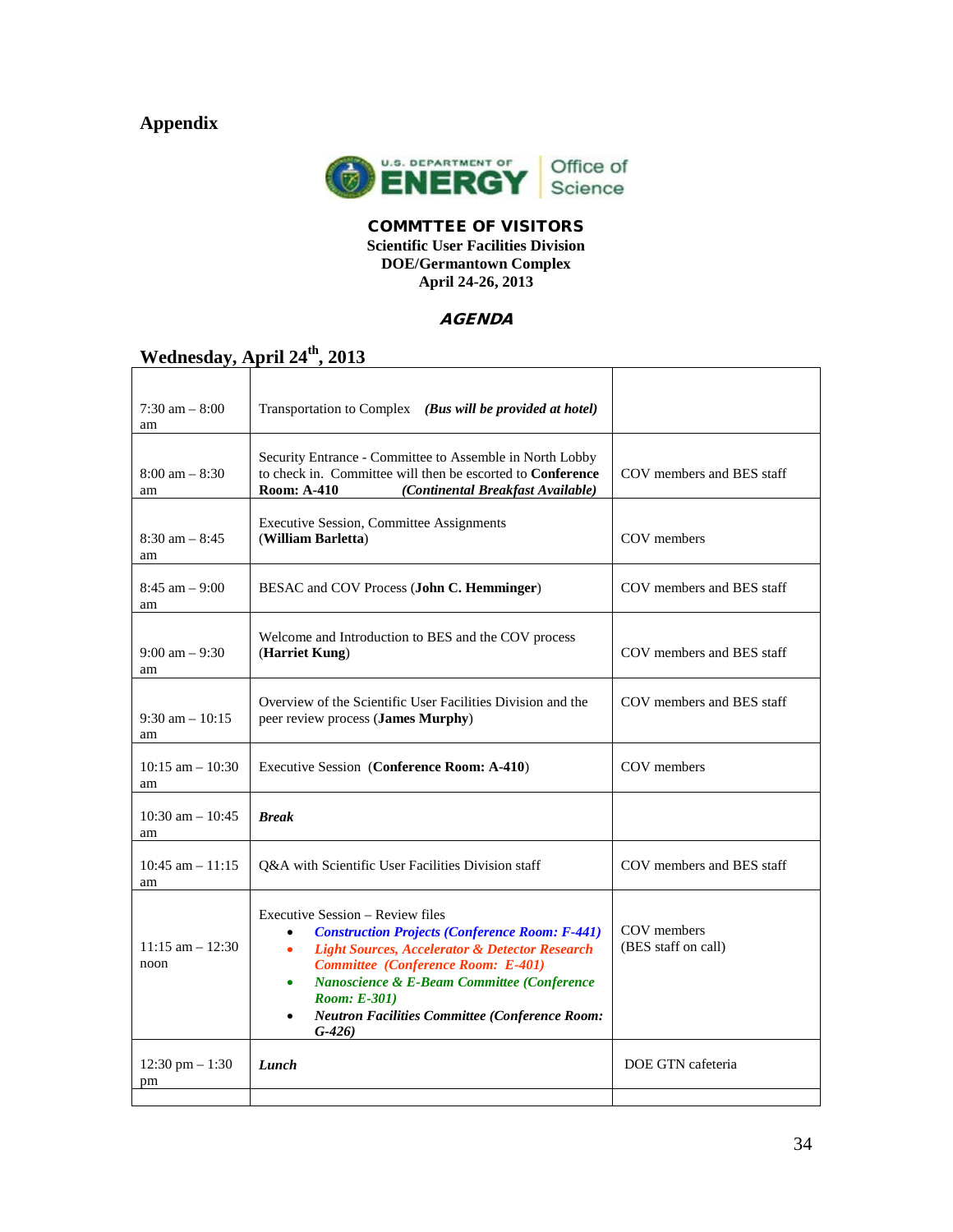## Appendix

**COMMTTEE OF VISITORS**
**Scientific User Facilities Division**
**DOE/Germantown Complex**
**April 24-26, 2013**

***AGENDA***

### Wednesday, April 24th, 2013

| | | |
|---|---|---|
| 7:30 am – 8:00 am | Transportation to Complex ***(Bus will be provided at hotel)*** | |
| 8:00 am – 8:30 am | Security Entrance - Committee to Assemble in North Lobby to check in. Committee will then be escorted to **Conference Room: A-410** ***(Continental Breakfast Available)*** | COV members and BES staff |
| 8:30 am – 8:45 am | Executive Session, Committee Assignments (**William Barletta**) | COV members |
| 8:45 am – 9:00 am | BESAC and COV Process (**John C. Hemminger**) | COV members and BES staff |
| 9:00 am – 9:30 am | Welcome and Introduction to BES and the COV process (**Harriet Kung**) | COV members and BES staff |
| 9:30 am – 10:15 am | Overview of the Scientific User Facilities Division and the peer review process (**James Murphy**) | COV members and BES staff |
| 10:15 am – 10:30 am | Executive Session (**Conference Room: A-410**) | COV members |
| 10:30 am – 10:45 am | ***Break*** | |
| 10:45 am – 11:15 am | Q&A with Scientific User Facilities Division staff | COV members and BES staff |
| 11:15 am – 12:30 noon | Executive Session – Review files<br>• ***Construction Projects (Conference Room: F-441)***<br>• ***Light Sources, Accelerator & Detector Research Committee (Conference Room: E-401)***<br>• ***Nanoscience & E-Beam Committee (Conference Room: E-301)***<br>• ***Neutron Facilities Committee (Conference Room: G-426)*** | COV members (BES staff on call) |
| 12:30 pm – 1:30 pm | ***Lunch*** | DOE GTN cafeteria |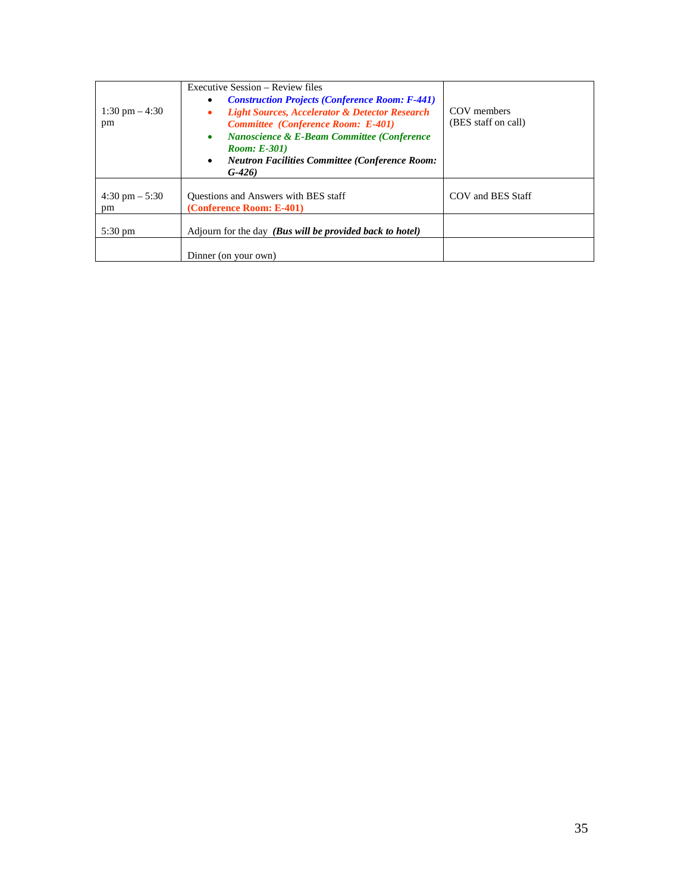| | | |
|---|---|---|
| 1:30 pm – 4:30 pm | Executive Session – Review files<br>• ***Construction Projects (Conference Room: F-441)***<br>• ***Light Sources, Accelerator & Detector Research Committee (Conference Room: E-401)***<br>• ***Nanoscience & E-Beam Committee (Conference Room: E-301)***<br>• ***Neutron Facilities Committee (Conference Room: G-426)*** | COV members (BES staff on call) |
| 4:30 pm – 5:30 pm | Questions and Answers with BES staff **(Conference Room: E-401)** | COV and BES Staff |
| 5:30 pm | Adjourn for the day ***(Bus will be provided back to hotel)*** | |
| | Dinner (on your own) | |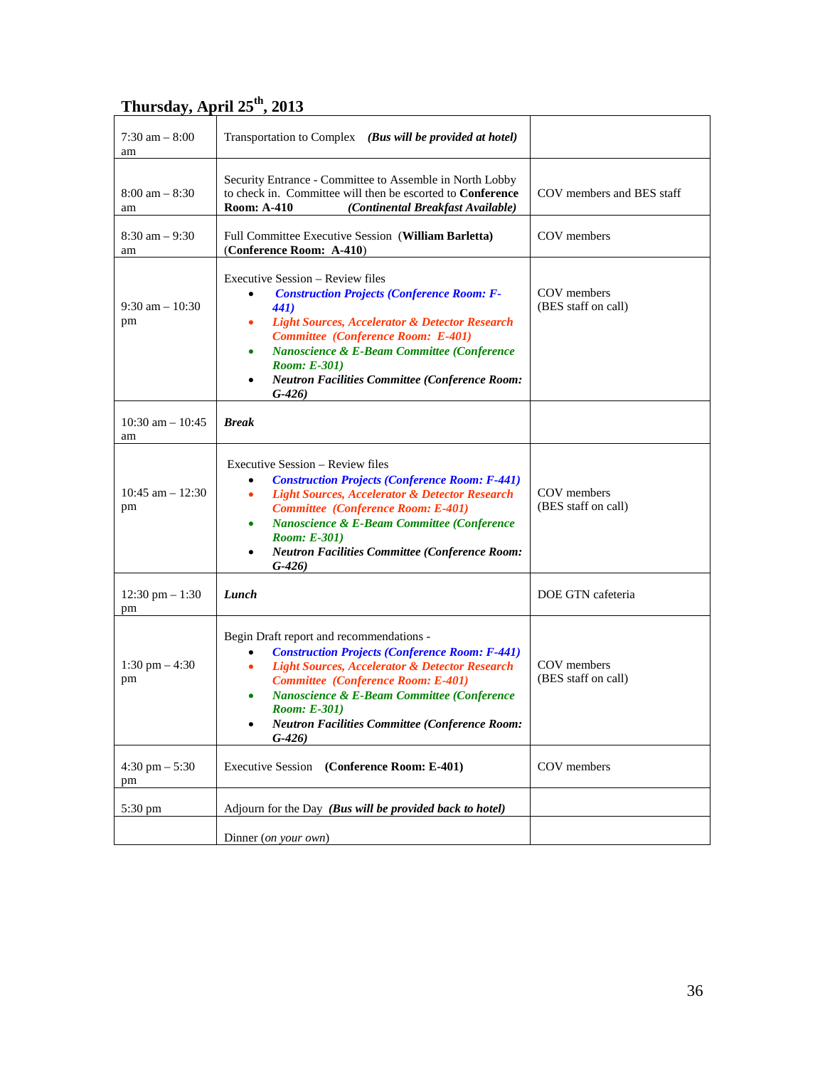## Thursday, April 25th, 2013

| | | |
|---|---|---|
| 7:30 am – 8:00 am | Transportation to Complex ***(Bus will be provided at hotel)*** | |
| 8:00 am – 8:30 am | Security Entrance - Committee to Assemble in North Lobby to check in. Committee will then be escorted to **Conference Room: A-410** ***(Continental Breakfast Available)*** | COV members and BES staff |
| 8:30 am – 9:30 am | Full Committee Executive Session (**William Barletta**) (**Conference Room: A-410**) | COV members |
| 9:30 am – 10:30 pm | Executive Session – Review files<br>• ***Construction Projects (Conference Room: F-441)***<br>• ***Light Sources, Accelerator & Detector Research Committee (Conference Room: E-401)***<br>• ***Nanoscience & E-Beam Committee (Conference Room: E-301)***<br>• ***Neutron Facilities Committee (Conference Room: G-426)*** | COV members (BES staff on call) |
| 10:30 am – 10:45 am | ***Break*** | |
| 10:45 am – 12:30 pm | Executive Session – Review files<br>• ***Construction Projects (Conference Room: F-441)***<br>• ***Light Sources, Accelerator & Detector Research Committee (Conference Room: E-401)***<br>• ***Nanoscience & E-Beam Committee (Conference Room: E-301)***<br>• ***Neutron Facilities Committee (Conference Room: G-426)*** | COV members (BES staff on call) |
| 12:30 pm – 1:30 pm | ***Lunch*** | DOE GTN cafeteria |
| 1:30 pm – 4:30 pm | Begin Draft report and recommendations -<br>• ***Construction Projects (Conference Room: F-441)***<br>• ***Light Sources, Accelerator & Detector Research Committee (Conference Room: E-401)***<br>• ***Nanoscience & E-Beam Committee (Conference Room: E-301)***<br>• ***Neutron Facilities Committee (Conference Room: G-426)*** | COV members (BES staff on call) |
| 4:30 pm – 5:30 pm | Executive Session **(Conference Room: E-401)** | COV members |
| 5:30 pm | Adjourn for the Day ***(Bus will be provided back to hotel)*** | |
| | Dinner (*on your own*) | |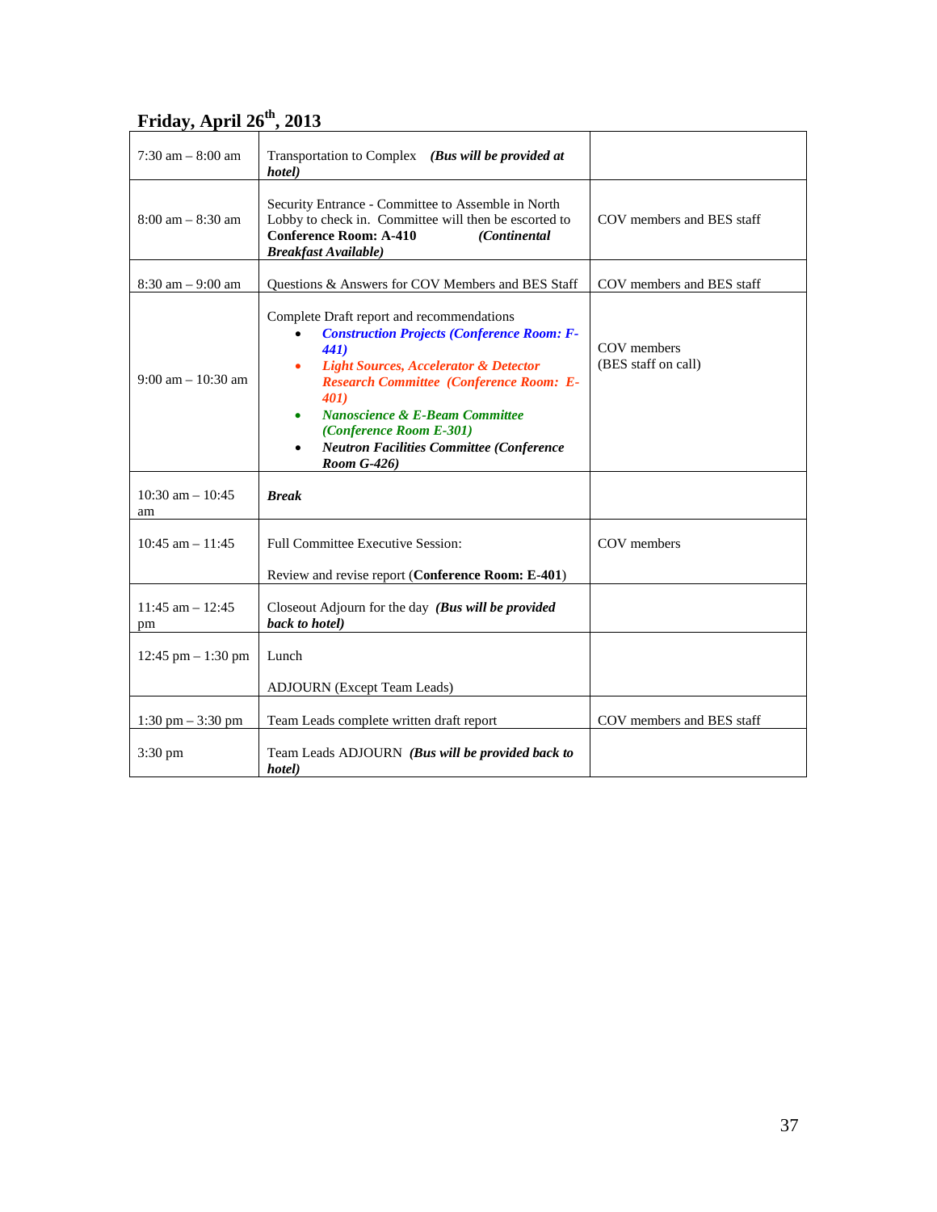## Friday, April 26th, 2013

| | | |
|---|---|---|
| 7:30 am – 8:00 am | Transportation to Complex ***(Bus will be provided at hotel)*** | |
| 8:00 am – 8:30 am | Security Entrance - Committee to Assemble in North Lobby to check in. Committee will then be escorted to **Conference Room: A-410** ***(Continental Breakfast Available)*** | COV members and BES staff |
| 8:30 am – 9:00 am | Questions & Answers for COV Members and BES Staff | COV members and BES staff |
| 9:00 am – 10:30 am | Complete Draft report and recommendations<br>• ***Construction Projects (Conference Room: F-441)***<br>• ***Light Sources, Accelerator & Detector Research Committee (Conference Room: E-401)***<br>• ***Nanoscience & E-Beam Committee (Conference Room E-301)***<br>• ***Neutron Facilities Committee (Conference Room G-426)*** | COV members (BES staff on call) |
| 10:30 am – 10:45 am | ***Break*** | |
| 10:45 am – 11:45 | Full Committee Executive Session:<br><br>Review and revise report (**Conference Room: E-401**) | COV members |
| 11:45 am – 12:45 pm | Closeout Adjourn for the day ***(Bus will be provided back to hotel)*** | |
| 12:45 pm – 1:30 pm | Lunch<br><br>ADJOURN (Except Team Leads) | |
| 1:30 pm – 3:30 pm | Team Leads complete written draft report | COV members and BES staff |
| 3:30 pm | Team Leads ADJOURN ***(Bus will be provided back to hotel)*** | |